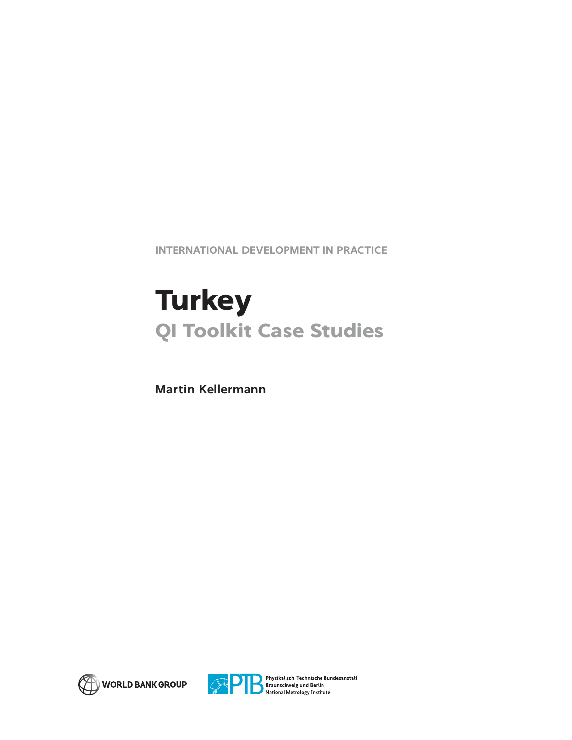INTERNATIONAL DEVELOPMENT IN PRACTICE

# Turkey

## QI Toolkit Case Studies

**Martin Kellermann**

WORLD BANK GROUP

Physikalisch-Technische Bundesanstalt
Braunschweig und Berlin
National Metrology Institute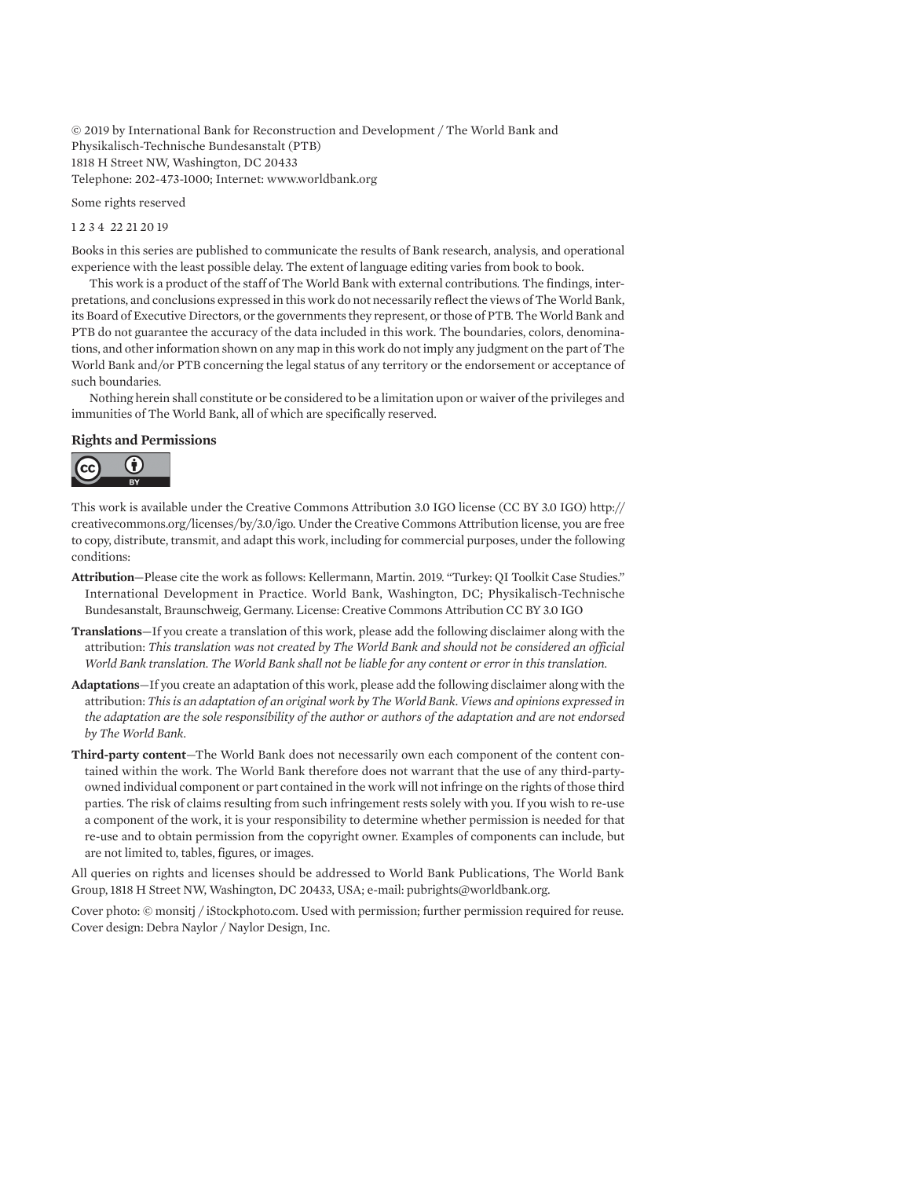© 2019 by International Bank for Reconstruction and Development / The World Bank and Physikalisch-Technische Bundesanstalt (PTB)
1818 H Street NW, Washington, DC 20433
Telephone: 202-473-1000; Internet: www.worldbank.org

Some rights reserved

1 2 3 4 22 21 20 19

Books in this series are published to communicate the results of Bank research, analysis, and operational experience with the least possible delay. The extent of language editing varies from book to book.

This work is a product of the staff of The World Bank with external contributions. The findings, interpretations, and conclusions expressed in this work do not necessarily reflect the views of The World Bank, its Board of Executive Directors, or the governments they represent, or those of PTB. The World Bank and PTB do not guarantee the accuracy of the data included in this work. The boundaries, colors, denominations, and other information shown on any map in this work do not imply any judgment on the part of The World Bank and/or PTB concerning the legal status of any territory or the endorsement or acceptance of such boundaries.

Nothing herein shall constitute or be considered to be a limitation upon or waiver of the privileges and immunities of The World Bank, all of which are specifically reserved.

**Rights and Permissions**

This work is available under the Creative Commons Attribution 3.0 IGO license (CC BY 3.0 IGO) http://creativecommons.org/licenses/by/3.0/igo. Under the Creative Commons Attribution license, you are free to copy, distribute, transmit, and adapt this work, including for commercial purposes, under the following conditions:

**Attribution**—Please cite the work as follows: Kellermann, Martin. 2019. "Turkey: QI Toolkit Case Studies." International Development in Practice. World Bank, Washington, DC; Physikalisch-Technische Bundesanstalt, Braunschweig, Germany. License: Creative Commons Attribution CC BY 3.0 IGO

**Translations**—If you create a translation of this work, please add the following disclaimer along with the attribution: *This translation was not created by The World Bank and should not be considered an official World Bank translation. The World Bank shall not be liable for any content or error in this translation.*

**Adaptations**—If you create an adaptation of this work, please add the following disclaimer along with the attribution: *This is an adaptation of an original work by The World Bank. Views and opinions expressed in the adaptation are the sole responsibility of the author or authors of the adaptation and are not endorsed by The World Bank.*

**Third-party content**—The World Bank does not necessarily own each component of the content contained within the work. The World Bank therefore does not warrant that the use of any third-party-owned individual component or part contained in the work will not infringe on the rights of those third parties. The risk of claims resulting from such infringement rests solely with you. If you wish to re-use a component of the work, it is your responsibility to determine whether permission is needed for that re-use and to obtain permission from the copyright owner. Examples of components can include, but are not limited to, tables, figures, or images.

All queries on rights and licenses should be addressed to World Bank Publications, The World Bank Group, 1818 H Street NW, Washington, DC 20433, USA; e-mail: pubrights@worldbank.org.

Cover photo: © monsitj / iStockphoto.com. Used with permission; further permission required for reuse.
Cover design: Debra Naylor / Naylor Design, Inc.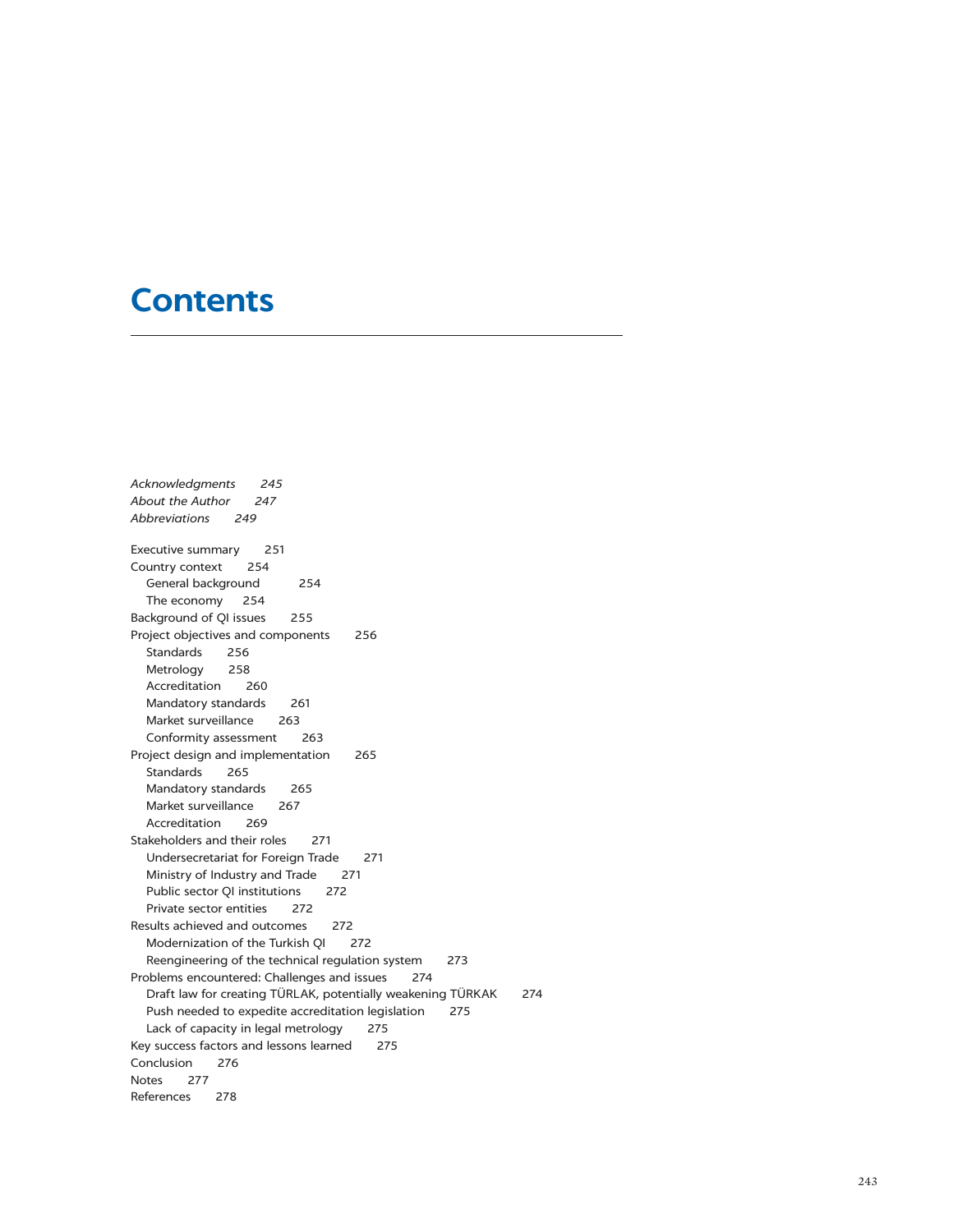# Contents

*Acknowledgments* *245*
*About the Author* *247*
*Abbreviations* *249*

Executive summary 251
Country context 254
  General background 254
  The economy 254
Background of QI issues 255
Project objectives and components 256
  Standards 256
  Metrology 258
  Accreditation 260
  Mandatory standards 261
  Market surveillance 263
  Conformity assessment 263
Project design and implementation 265
  Standards 265
  Mandatory standards 265
  Market surveillance 267
  Accreditation 269
Stakeholders and their roles 271
  Undersecretariat for Foreign Trade 271
  Ministry of Industry and Trade 271
  Public sector QI institutions 272
  Private sector entities 272
Results achieved and outcomes 272
  Modernization of the Turkish QI 272
  Reengineering of the technical regulation system 273
Problems encountered: Challenges and issues 274
  Draft law for creating TÜRLAK, potentially weakening TÜRKAK 274
  Push needed to expedite accreditation legislation 275
  Lack of capacity in legal metrology 275
Key success factors and lessons learned 275
Conclusion 276
Notes 277
References 278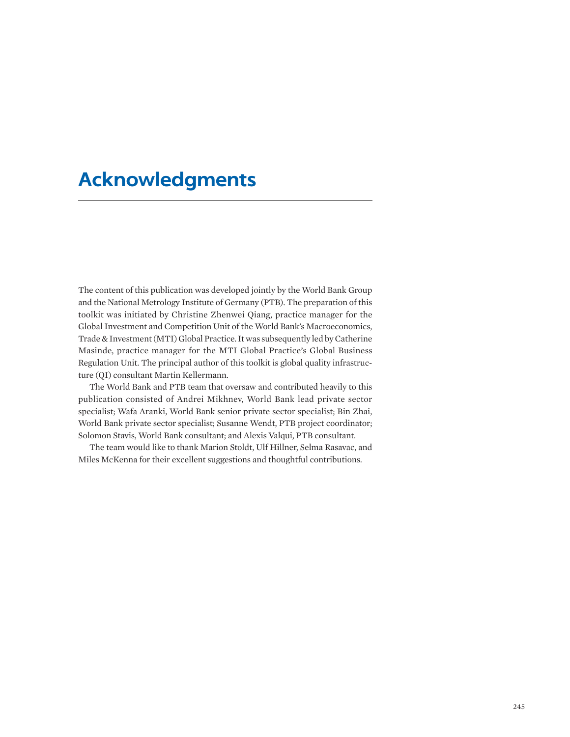# Acknowledgments

The content of this publication was developed jointly by the World Bank Group and the National Metrology Institute of Germany (PTB). The preparation of this toolkit was initiated by Christine Zhenwei Qiang, practice manager for the Global Investment and Competition Unit of the World Bank's Macroeconomics, Trade & Investment (MTI) Global Practice. It was subsequently led by Catherine Masinde, practice manager for the MTI Global Practice's Global Business Regulation Unit. The principal author of this toolkit is global quality infrastructure (QI) consultant Martin Kellermann.

The World Bank and PTB team that oversaw and contributed heavily to this publication consisted of Andrei Mikhnev, World Bank lead private sector specialist; Wafa Aranki, World Bank senior private sector specialist; Bin Zhai, World Bank private sector specialist; Susanne Wendt, PTB project coordinator; Solomon Stavis, World Bank consultant; and Alexis Valqui, PTB consultant.

The team would like to thank Marion Stoldt, Ulf Hillner, Selma Rasavac, and Miles McKenna for their excellent suggestions and thoughtful contributions.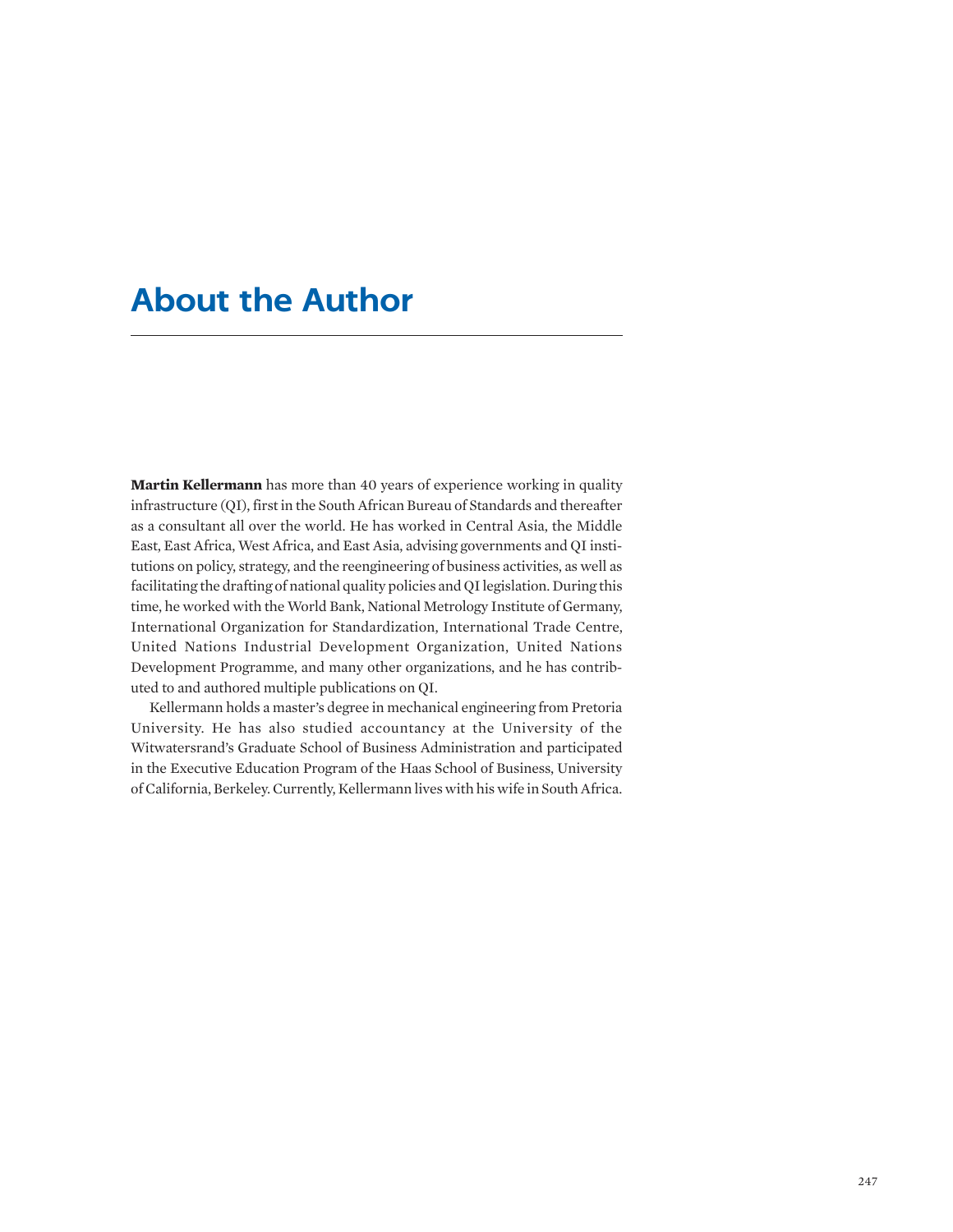# About the Author

**Martin Kellermann** has more than 40 years of experience working in quality infrastructure (QI), first in the South African Bureau of Standards and thereafter as a consultant all over the world. He has worked in Central Asia, the Middle East, East Africa, West Africa, and East Asia, advising governments and QI institutions on policy, strategy, and the reengineering of business activities, as well as facilitating the drafting of national quality policies and QI legislation. During this time, he worked with the World Bank, National Metrology Institute of Germany, International Organization for Standardization, International Trade Centre, United Nations Industrial Development Organization, United Nations Development Programme, and many other organizations, and he has contributed to and authored multiple publications on QI.

Kellermann holds a master's degree in mechanical engineering from Pretoria University. He has also studied accountancy at the University of the Witwatersrand's Graduate School of Business Administration and participated in the Executive Education Program of the Haas School of Business, University of California, Berkeley. Currently, Kellermann lives with his wife in South Africa.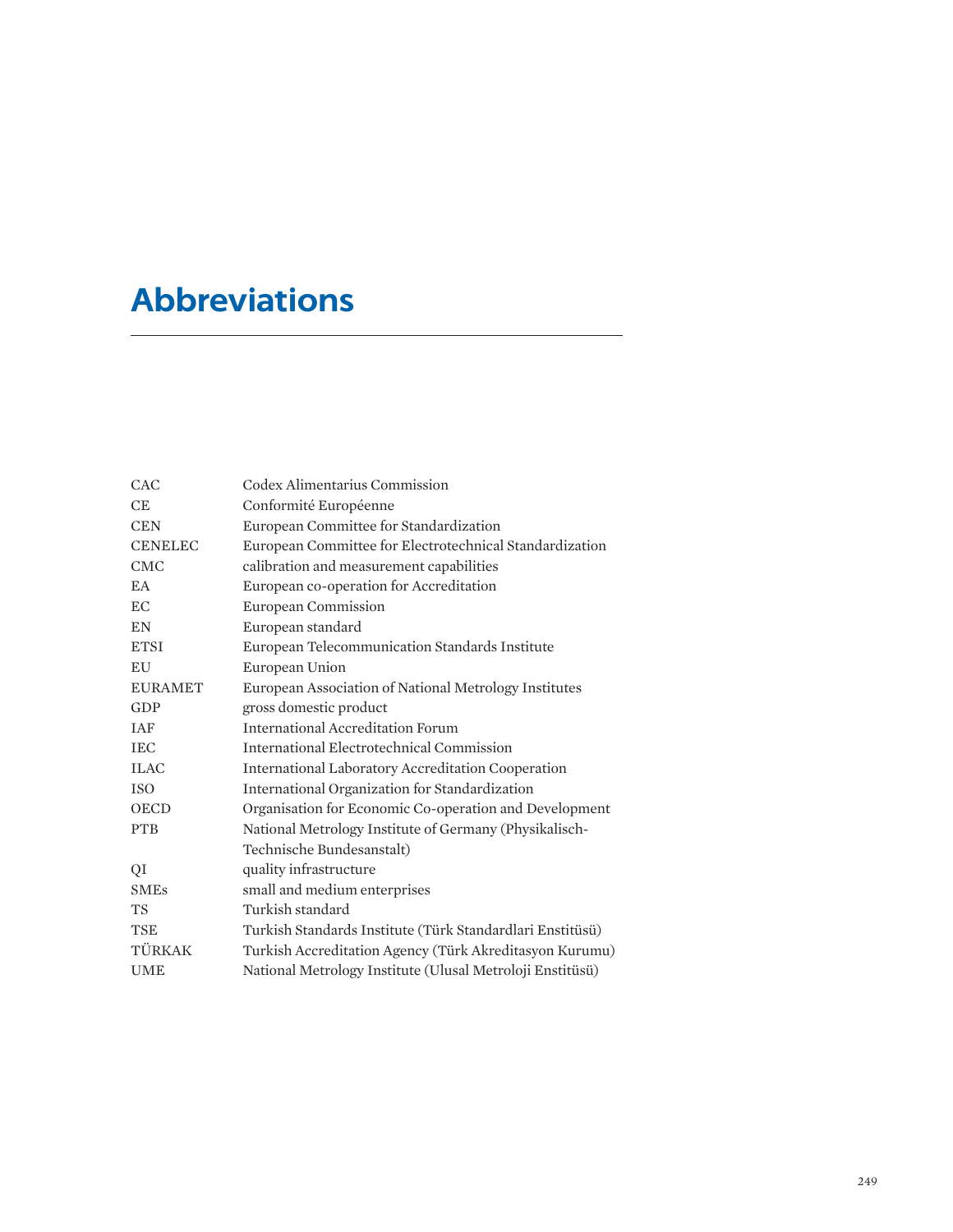# Abbreviations

| | |
|---|---|
| CAC | Codex Alimentarius Commission |
| CE | Conformité Européenne |
| CEN | European Committee for Standardization |
| CENELEC | European Committee for Electrotechnical Standardization |
| CMC | calibration and measurement capabilities |
| EA | European co-operation for Accreditation |
| EC | European Commission |
| EN | European standard |
| ETSI | European Telecommunication Standards Institute |
| EU | European Union |
| EURAMET | European Association of National Metrology Institutes |
| GDP | gross domestic product |
| IAF | International Accreditation Forum |
| IEC | International Electrotechnical Commission |
| ILAC | International Laboratory Accreditation Cooperation |
| ISO | International Organization for Standardization |
| OECD | Organisation for Economic Co-operation and Development |
| PTB | National Metrology Institute of Germany (Physikalisch-Technische Bundesanstalt) |
| QI | quality infrastructure |
| SMEs | small and medium enterprises |
| TS | Turkish standard |
| TSE | Turkish Standards Institute (Türk Standardlari Enstitüsü) |
| TÜRKAK | Turkish Accreditation Agency (Türk Akreditasyon Kurumu) |
| UME | National Metrology Institute (Ulusal Metroloji Enstitüsü) |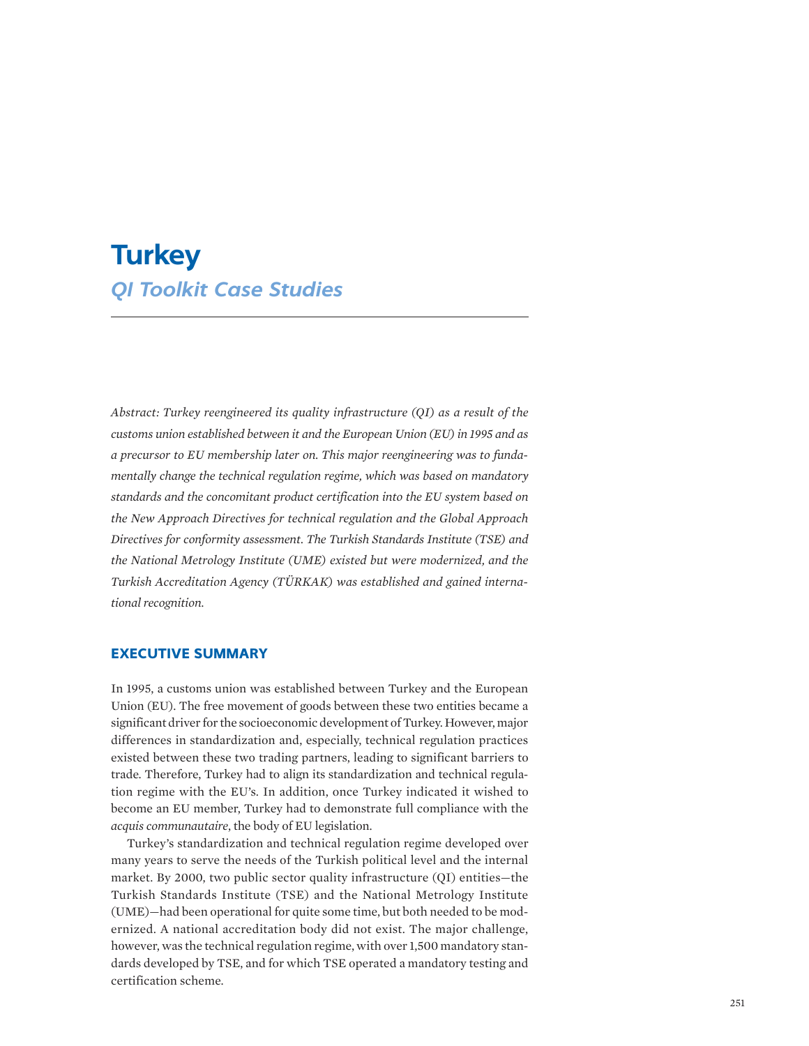# Turkey

## *QI Toolkit Case Studies*

*Abstract: Turkey reengineered its quality infrastructure (QI) as a result of the customs union established between it and the European Union (EU) in 1995 and as a precursor to EU membership later on. This major reengineering was to fundamentally change the technical regulation regime, which was based on mandatory standards and the concomitant product certification into the EU system based on the New Approach Directives for technical regulation and the Global Approach Directives for conformity assessment. The Turkish Standards Institute (TSE) and the National Metrology Institute (UME) existed but were modernized, and the Turkish Accreditation Agency (TÜRKAK) was established and gained international recognition.*

## EXECUTIVE SUMMARY

In 1995, a customs union was established between Turkey and the European Union (EU). The free movement of goods between these two entities became a significant driver for the socioeconomic development of Turkey. However, major differences in standardization and, especially, technical regulation practices existed between these two trading partners, leading to significant barriers to trade. Therefore, Turkey had to align its standardization and technical regulation regime with the EU's. In addition, once Turkey indicated it wished to become an EU member, Turkey had to demonstrate full compliance with the *acquis communautaire*, the body of EU legislation.

Turkey's standardization and technical regulation regime developed over many years to serve the needs of the Turkish political level and the internal market. By 2000, two public sector quality infrastructure (QI) entities—the Turkish Standards Institute (TSE) and the National Metrology Institute (UME)—had been operational for quite some time, but both needed to be modernized. A national accreditation body did not exist. The major challenge, however, was the technical regulation regime, with over 1,500 mandatory standards developed by TSE, and for which TSE operated a mandatory testing and certification scheme.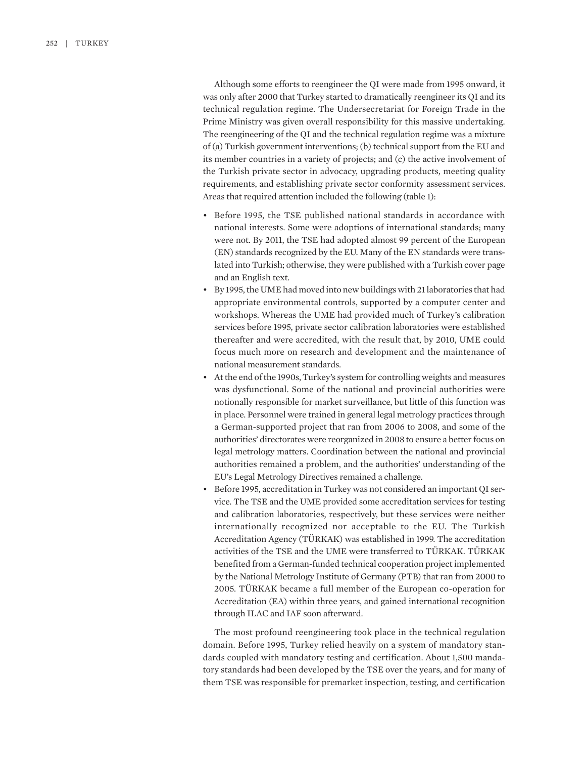Although some efforts to reengineer the QI were made from 1995 onward, it was only after 2000 that Turkey started to dramatically reengineer its QI and its technical regulation regime. The Undersecretariat for Foreign Trade in the Prime Ministry was given overall responsibility for this massive undertaking. The reengineering of the QI and the technical regulation regime was a mixture of (a) Turkish government interventions; (b) technical support from the EU and its member countries in a variety of projects; and (c) the active involvement of the Turkish private sector in advocacy, upgrading products, meeting quality requirements, and establishing private sector conformity assessment services. Areas that required attention included the following (table 1):

- Before 1995, the TSE published national standards in accordance with national interests. Some were adoptions of international standards; many were not. By 2011, the TSE had adopted almost 99 percent of the European (EN) standards recognized by the EU. Many of the EN standards were translated into Turkish; otherwise, they were published with a Turkish cover page and an English text.
- By 1995, the UME had moved into new buildings with 21 laboratories that had appropriate environmental controls, supported by a computer center and workshops. Whereas the UME had provided much of Turkey's calibration services before 1995, private sector calibration laboratories were established thereafter and were accredited, with the result that, by 2010, UME could focus much more on research and development and the maintenance of national measurement standards.
- At the end of the 1990s, Turkey's system for controlling weights and measures was dysfunctional. Some of the national and provincial authorities were notionally responsible for market surveillance, but little of this function was in place. Personnel were trained in general legal metrology practices through a German-supported project that ran from 2006 to 2008, and some of the authorities' directorates were reorganized in 2008 to ensure a better focus on legal metrology matters. Coordination between the national and provincial authorities remained a problem, and the authorities' understanding of the EU's Legal Metrology Directives remained a challenge.
- Before 1995, accreditation in Turkey was not considered an important QI service. The TSE and the UME provided some accreditation services for testing and calibration laboratories, respectively, but these services were neither internationally recognized nor acceptable to the EU. The Turkish Accreditation Agency (TÜRKAK) was established in 1999. The accreditation activities of the TSE and the UME were transferred to TÜRKAK. TÜRKAK benefited from a German-funded technical cooperation project implemented by the National Metrology Institute of Germany (PTB) that ran from 2000 to 2005. TÜRKAK became a full member of the European co-operation for Accreditation (EA) within three years, and gained international recognition through ILAC and IAF soon afterward.

The most profound reengineering took place in the technical regulation domain. Before 1995, Turkey relied heavily on a system of mandatory standards coupled with mandatory testing and certification. About 1,500 mandatory standards had been developed by the TSE over the years, and for many of them TSE was responsible for premarket inspection, testing, and certification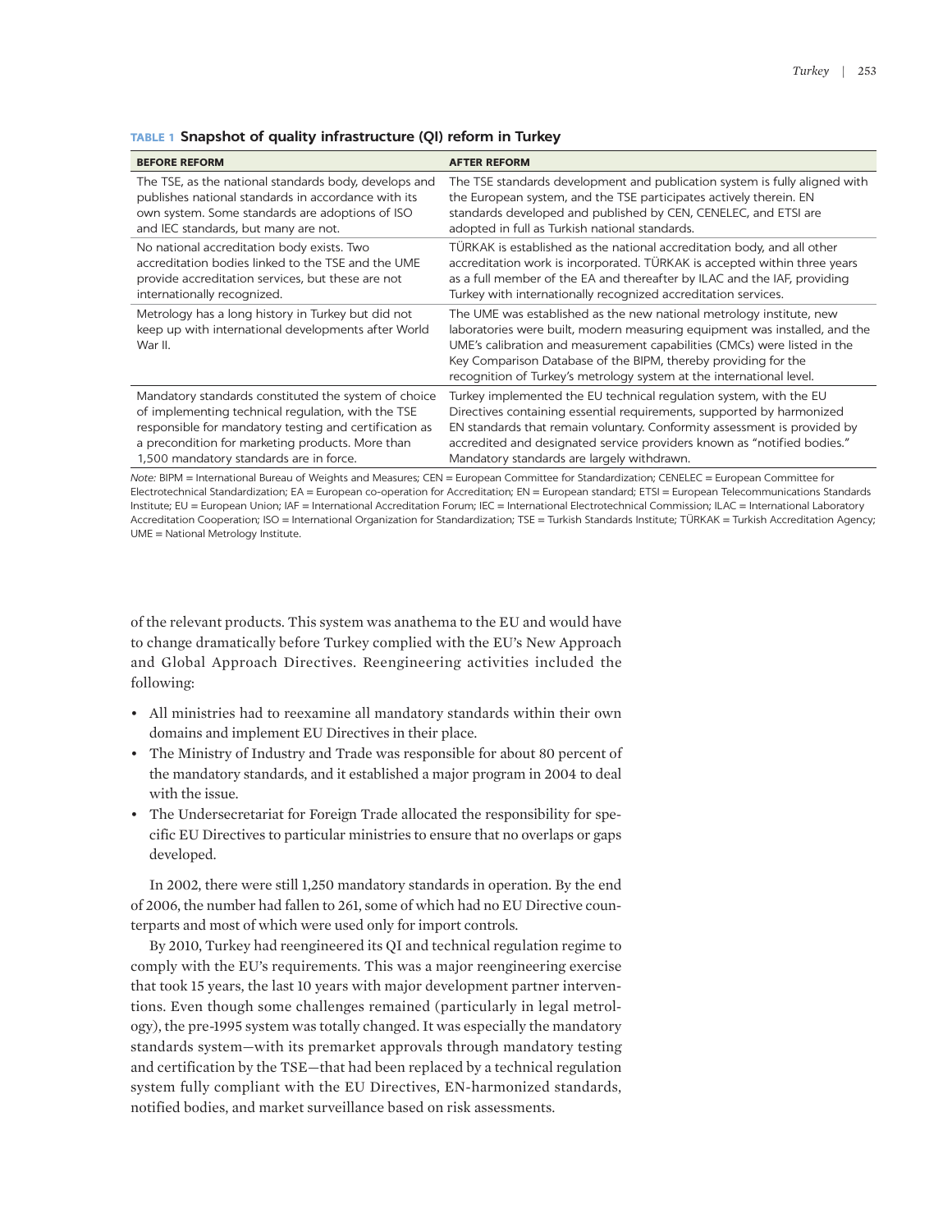**TABLE 1 Snapshot of quality infrastructure (QI) reform in Turkey**

| BEFORE REFORM | AFTER REFORM |
|---|---|
| The TSE, as the national standards body, develops and publishes national standards in accordance with its own system. Some standards are adoptions of ISO and IEC standards, but many are not. | The TSE standards development and publication system is fully aligned with the European system, and the TSE participates actively therein. EN standards developed and published by CEN, CENELEC, and ETSI are adopted in full as Turkish national standards. |
| No national accreditation body exists. Two accreditation bodies linked to the TSE and the UME provide accreditation services, but these are not internationally recognized. | TÜRKAK is established as the national accreditation body, and all other accreditation work is incorporated. TÜRKAK is accepted within three years as a full member of the EA and thereafter by ILAC and the IAF, providing Turkey with internationally recognized accreditation services. |
| Metrology has a long history in Turkey but did not keep up with international developments after World War II. | The UME was established as the new national metrology institute, new laboratories were built, modern measuring equipment was installed, and the UME's calibration and measurement capabilities (CMCs) were listed in the Key Comparison Database of the BIPM, thereby providing for the recognition of Turkey's metrology system at the international level. |
| Mandatory standards constituted the system of choice of implementing technical regulation, with the TSE responsible for mandatory testing and certification as a precondition for marketing products. More than 1,500 mandatory standards are in force. | Turkey implemented the EU technical regulation system, with the EU Directives containing essential requirements, supported by harmonized EN standards that remain voluntary. Conformity assessment is provided by accredited and designated service providers known as "notified bodies." Mandatory standards are largely withdrawn. |

*Note:* BIPM = International Bureau of Weights and Measures; CEN = European Committee for Standardization; CENELEC = European Committee for Electrotechnical Standardization; EA = European co-operation for Accreditation; EN = European standard; ETSI = European Telecommunications Standards Institute; EU = European Union; IAF = International Accreditation Forum; IEC = International Electrotechnical Commission; ILAC = International Laboratory Accreditation Cooperation; ISO = International Organization for Standardization; TSE = Turkish Standards Institute; TÜRKAK = Turkish Accreditation Agency; UME = National Metrology Institute.

of the relevant products. This system was anathema to the EU and would have to change dramatically before Turkey complied with the EU's New Approach and Global Approach Directives. Reengineering activities included the following:

- All ministries had to reexamine all mandatory standards within their own domains and implement EU Directives in their place.
- The Ministry of Industry and Trade was responsible for about 80 percent of the mandatory standards, and it established a major program in 2004 to deal with the issue.
- The Undersecretariat for Foreign Trade allocated the responsibility for specific EU Directives to particular ministries to ensure that no overlaps or gaps developed.

In 2002, there were still 1,250 mandatory standards in operation. By the end of 2006, the number had fallen to 261, some of which had no EU Directive counterparts and most of which were used only for import controls.

By 2010, Turkey had reengineered its QI and technical regulation regime to comply with the EU's requirements. This was a major reengineering exercise that took 15 years, the last 10 years with major development partner interventions. Even though some challenges remained (particularly in legal metrology), the pre-1995 system was totally changed. It was especially the mandatory standards system—with its premarket approvals through mandatory testing and certification by the TSE—that had been replaced by a technical regulation system fully compliant with the EU Directives, EN-harmonized standards, notified bodies, and market surveillance based on risk assessments.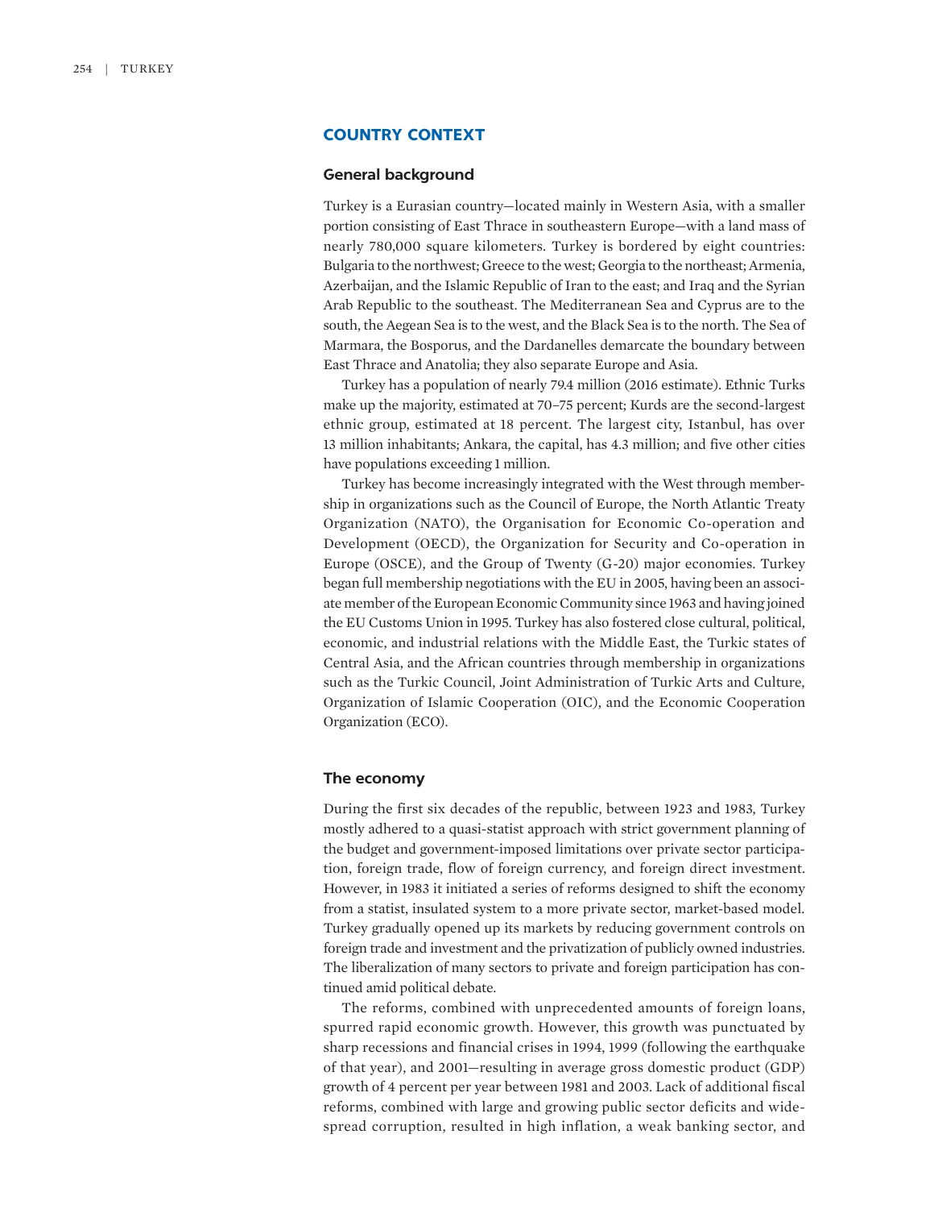## COUNTRY CONTEXT

### General background

Turkey is a Eurasian country—located mainly in Western Asia, with a smaller portion consisting of East Thrace in southeastern Europe—with a land mass of nearly 780,000 square kilometers. Turkey is bordered by eight countries: Bulgaria to the northwest; Greece to the west; Georgia to the northeast; Armenia, Azerbaijan, and the Islamic Republic of Iran to the east; and Iraq and the Syrian Arab Republic to the southeast. The Mediterranean Sea and Cyprus are to the south, the Aegean Sea is to the west, and the Black Sea is to the north. The Sea of Marmara, the Bosporus, and the Dardanelles demarcate the boundary between East Thrace and Anatolia; they also separate Europe and Asia.

Turkey has a population of nearly 79.4 million (2016 estimate). Ethnic Turks make up the majority, estimated at 70–75 percent; Kurds are the second-largest ethnic group, estimated at 18 percent. The largest city, Istanbul, has over 13 million inhabitants; Ankara, the capital, has 4.3 million; and five other cities have populations exceeding 1 million.

Turkey has become increasingly integrated with the West through membership in organizations such as the Council of Europe, the North Atlantic Treaty Organization (NATO), the Organisation for Economic Co-operation and Development (OECD), the Organization for Security and Co-operation in Europe (OSCE), and the Group of Twenty (G-20) major economies. Turkey began full membership negotiations with the EU in 2005, having been an associate member of the European Economic Community since 1963 and having joined the EU Customs Union in 1995. Turkey has also fostered close cultural, political, economic, and industrial relations with the Middle East, the Turkic states of Central Asia, and the African countries through membership in organizations such as the Turkic Council, Joint Administration of Turkic Arts and Culture, Organization of Islamic Cooperation (OIC), and the Economic Cooperation Organization (ECO).

### The economy

During the first six decades of the republic, between 1923 and 1983, Turkey mostly adhered to a quasi-statist approach with strict government planning of the budget and government-imposed limitations over private sector participation, foreign trade, flow of foreign currency, and foreign direct investment. However, in 1983 it initiated a series of reforms designed to shift the economy from a statist, insulated system to a more private sector, market-based model. Turkey gradually opened up its markets by reducing government controls on foreign trade and investment and the privatization of publicly owned industries. The liberalization of many sectors to private and foreign participation has continued amid political debate.

The reforms, combined with unprecedented amounts of foreign loans, spurred rapid economic growth. However, this growth was punctuated by sharp recessions and financial crises in 1994, 1999 (following the earthquake of that year), and 2001—resulting in average gross domestic product (GDP) growth of 4 percent per year between 1981 and 2003. Lack of additional fiscal reforms, combined with large and growing public sector deficits and widespread corruption, resulted in high inflation, a weak banking sector, and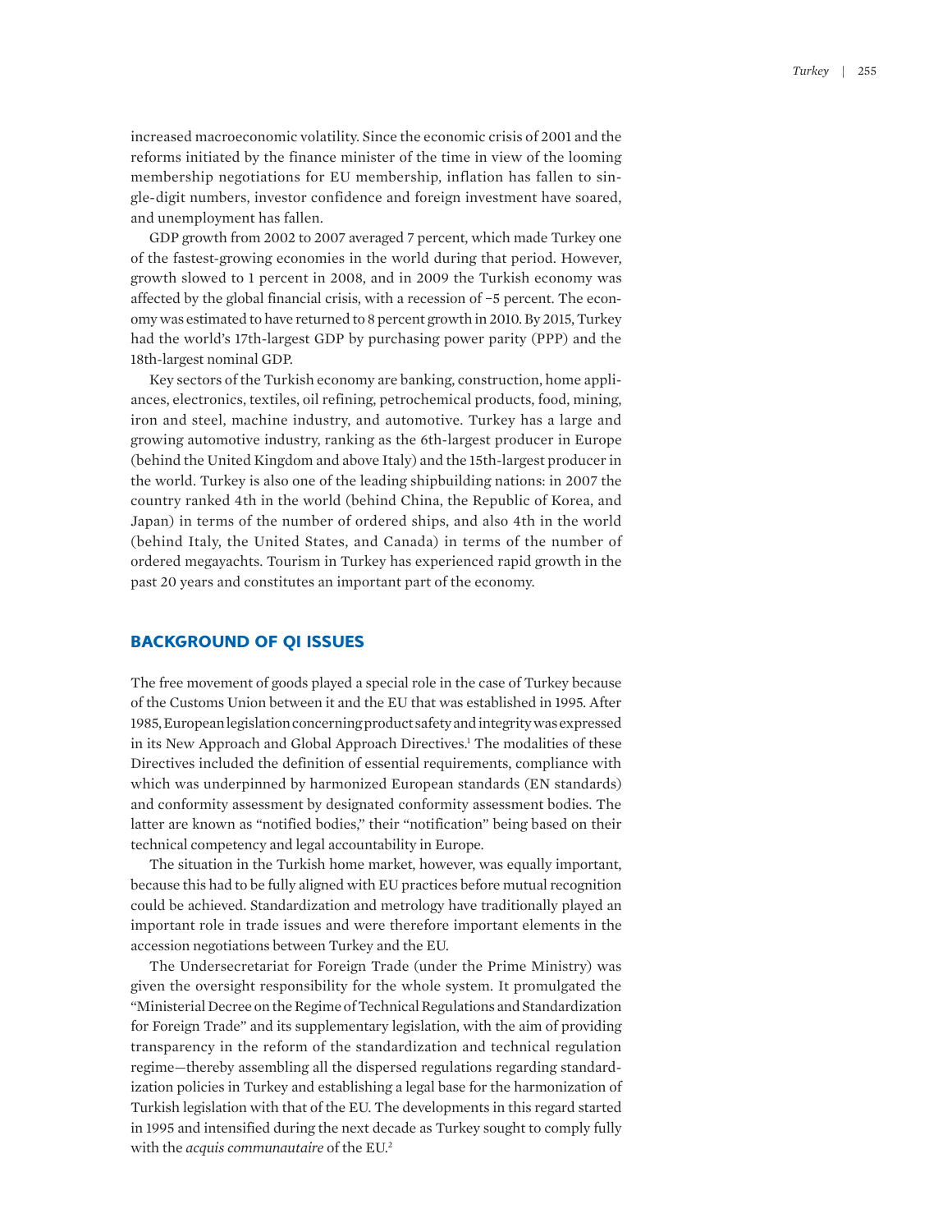increased macroeconomic volatility. Since the economic crisis of 2001 and the reforms initiated by the finance minister of the time in view of the looming membership negotiations for EU membership, inflation has fallen to single-digit numbers, investor confidence and foreign investment have soared, and unemployment has fallen.

GDP growth from 2002 to 2007 averaged 7 percent, which made Turkey one of the fastest-growing economies in the world during that period. However, growth slowed to 1 percent in 2008, and in 2009 the Turkish economy was affected by the global financial crisis, with a recession of −5 percent. The economy was estimated to have returned to 8 percent growth in 2010. By 2015, Turkey had the world's 17th-largest GDP by purchasing power parity (PPP) and the 18th-largest nominal GDP.

Key sectors of the Turkish economy are banking, construction, home appliances, electronics, textiles, oil refining, petrochemical products, food, mining, iron and steel, machine industry, and automotive. Turkey has a large and growing automotive industry, ranking as the 6th-largest producer in Europe (behind the United Kingdom and above Italy) and the 15th-largest producer in the world. Turkey is also one of the leading shipbuilding nations: in 2007 the country ranked 4th in the world (behind China, the Republic of Korea, and Japan) in terms of the number of ordered ships, and also 4th in the world (behind Italy, the United States, and Canada) in terms of the number of ordered megayachts. Tourism in Turkey has experienced rapid growth in the past 20 years and constitutes an important part of the economy.

## BACKGROUND OF QI ISSUES

The free movement of goods played a special role in the case of Turkey because of the Customs Union between it and the EU that was established in 1995. After 1985, European legislation concerning product safety and integrity was expressed in its New Approach and Global Approach Directives.[1] The modalities of these Directives included the definition of essential requirements, compliance with which was underpinned by harmonized European standards (EN standards) and conformity assessment by designated conformity assessment bodies. The latter are known as "notified bodies," their "notification" being based on their technical competency and legal accountability in Europe.

The situation in the Turkish home market, however, was equally important, because this had to be fully aligned with EU practices before mutual recognition could be achieved. Standardization and metrology have traditionally played an important role in trade issues and were therefore important elements in the accession negotiations between Turkey and the EU.

The Undersecretariat for Foreign Trade (under the Prime Ministry) was given the oversight responsibility for the whole system. It promulgated the "Ministerial Decree on the Regime of Technical Regulations and Standardization for Foreign Trade" and its supplementary legislation, with the aim of providing transparency in the reform of the standardization and technical regulation regime—thereby assembling all the dispersed regulations regarding standardization policies in Turkey and establishing a legal base for the harmonization of Turkish legislation with that of the EU. The developments in this regard started in 1995 and intensified during the next decade as Turkey sought to comply fully with the *acquis communautaire* of the EU.[2]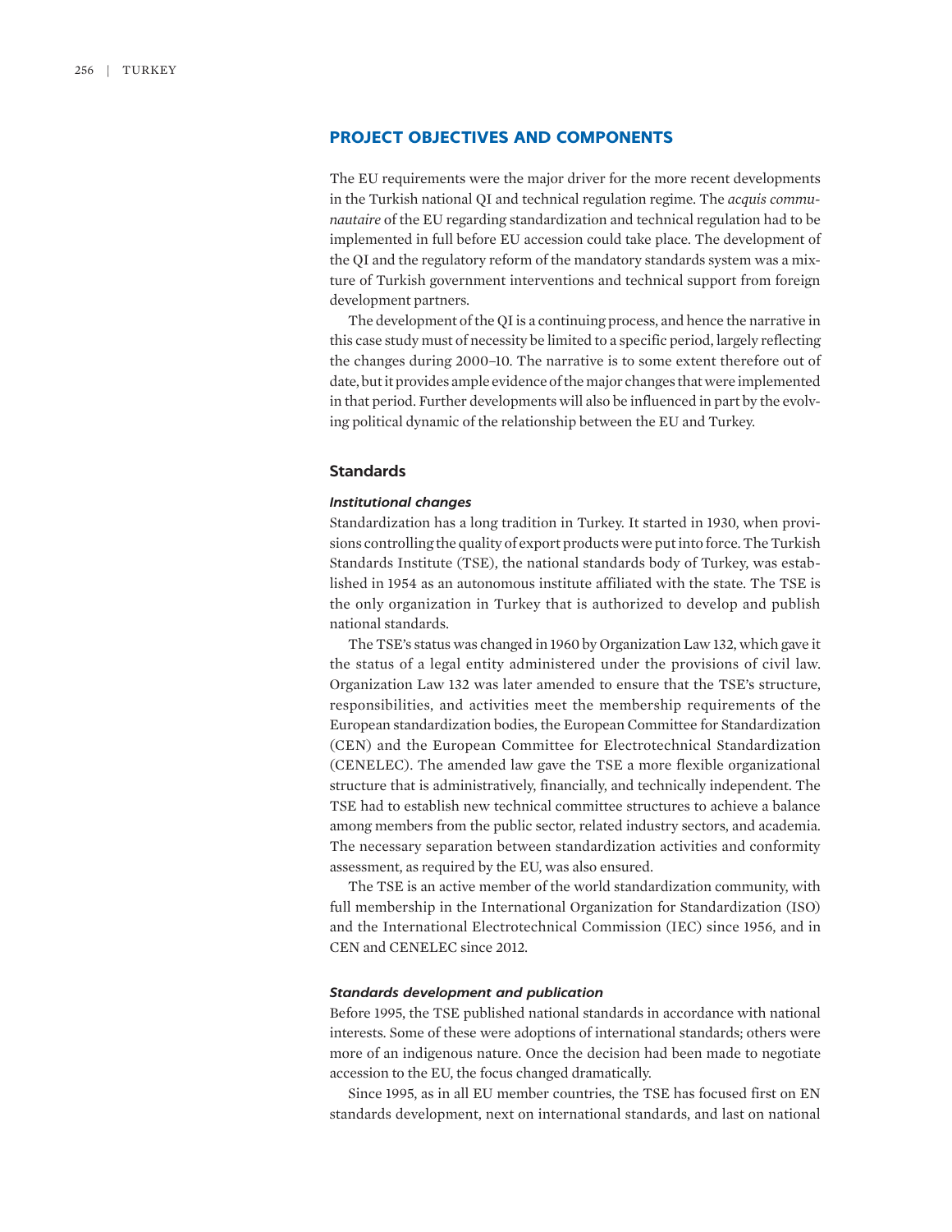## PROJECT OBJECTIVES AND COMPONENTS

The EU requirements were the major driver for the more recent developments in the Turkish national QI and technical regulation regime. The *acquis communautaire* of the EU regarding standardization and technical regulation had to be implemented in full before EU accession could take place. The development of the QI and the regulatory reform of the mandatory standards system was a mixture of Turkish government interventions and technical support from foreign development partners.

The development of the QI is a continuing process, and hence the narrative in this case study must of necessity be limited to a specific period, largely reflecting the changes during 2000–10. The narrative is to some extent therefore out of date, but it provides ample evidence of the major changes that were implemented in that period. Further developments will also be influenced in part by the evolving political dynamic of the relationship between the EU and Turkey.

### Standards

#### *Institutional changes*

Standardization has a long tradition in Turkey. It started in 1930, when provisions controlling the quality of export products were put into force. The Turkish Standards Institute (TSE), the national standards body of Turkey, was established in 1954 as an autonomous institute affiliated with the state. The TSE is the only organization in Turkey that is authorized to develop and publish national standards.

The TSE's status was changed in 1960 by Organization Law 132, which gave it the status of a legal entity administered under the provisions of civil law. Organization Law 132 was later amended to ensure that the TSE's structure, responsibilities, and activities meet the membership requirements of the European standardization bodies, the European Committee for Standardization (CEN) and the European Committee for Electrotechnical Standardization (CENELEC). The amended law gave the TSE a more flexible organizational structure that is administratively, financially, and technically independent. The TSE had to establish new technical committee structures to achieve a balance among members from the public sector, related industry sectors, and academia. The necessary separation between standardization activities and conformity assessment, as required by the EU, was also ensured.

The TSE is an active member of the world standardization community, with full membership in the International Organization for Standardization (ISO) and the International Electrotechnical Commission (IEC) since 1956, and in CEN and CENELEC since 2012.

#### *Standards development and publication*

Before 1995, the TSE published national standards in accordance with national interests. Some of these were adoptions of international standards; others were more of an indigenous nature. Once the decision had been made to negotiate accession to the EU, the focus changed dramatically.

Since 1995, as in all EU member countries, the TSE has focused first on EN standards development, next on international standards, and last on national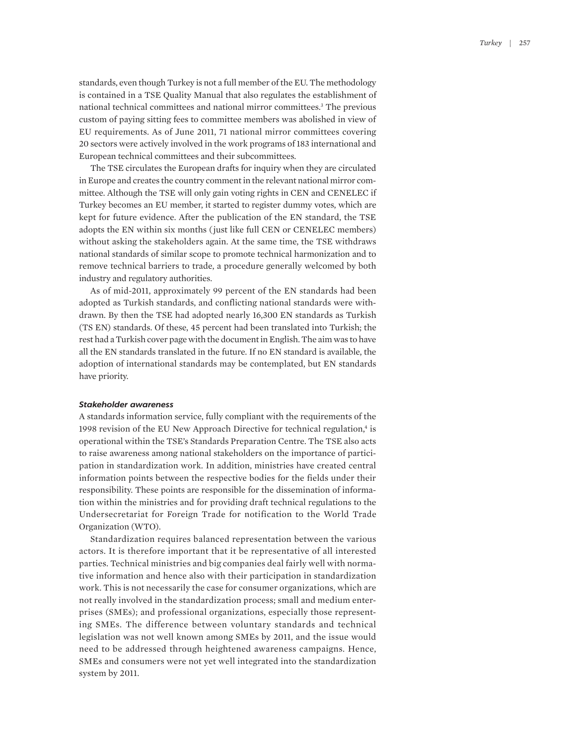standards, even though Turkey is not a full member of the EU. The methodology is contained in a TSE Quality Manual that also regulates the establishment of national technical committees and national mirror committees.[3] The previous custom of paying sitting fees to committee members was abolished in view of EU requirements. As of June 2011, 71 national mirror committees covering 20 sectors were actively involved in the work programs of 183 international and European technical committees and their subcommittees.

The TSE circulates the European drafts for inquiry when they are circulated in Europe and creates the country comment in the relevant national mirror committee. Although the TSE will only gain voting rights in CEN and CENELEC if Turkey becomes an EU member, it started to register dummy votes, which are kept for future evidence. After the publication of the EN standard, the TSE adopts the EN within six months (just like full CEN or CENELEC members) without asking the stakeholders again. At the same time, the TSE withdraws national standards of similar scope to promote technical harmonization and to remove technical barriers to trade, a procedure generally welcomed by both industry and regulatory authorities.

As of mid-2011, approximately 99 percent of the EN standards had been adopted as Turkish standards, and conflicting national standards were withdrawn. By then the TSE had adopted nearly 16,300 EN standards as Turkish (TS EN) standards. Of these, 45 percent had been translated into Turkish; the rest had a Turkish cover page with the document in English. The aim was to have all the EN standards translated in the future. If no EN standard is available, the adoption of international standards may be contemplated, but EN standards have priority.

#### *Stakeholder awareness*

A standards information service, fully compliant with the requirements of the 1998 revision of the EU New Approach Directive for technical regulation,[4] is operational within the TSE's Standards Preparation Centre. The TSE also acts to raise awareness among national stakeholders on the importance of participation in standardization work. In addition, ministries have created central information points between the respective bodies for the fields under their responsibility. These points are responsible for the dissemination of information within the ministries and for providing draft technical regulations to the Undersecretariat for Foreign Trade for notification to the World Trade Organization (WTO).

Standardization requires balanced representation between the various actors. It is therefore important that it be representative of all interested parties. Technical ministries and big companies deal fairly well with normative information and hence also with their participation in standardization work. This is not necessarily the case for consumer organizations, which are not really involved in the standardization process; small and medium enterprises (SMEs); and professional organizations, especially those representing SMEs. The difference between voluntary standards and technical legislation was not well known among SMEs by 2011, and the issue would need to be addressed through heightened awareness campaigns. Hence, SMEs and consumers were not yet well integrated into the standardization system by 2011.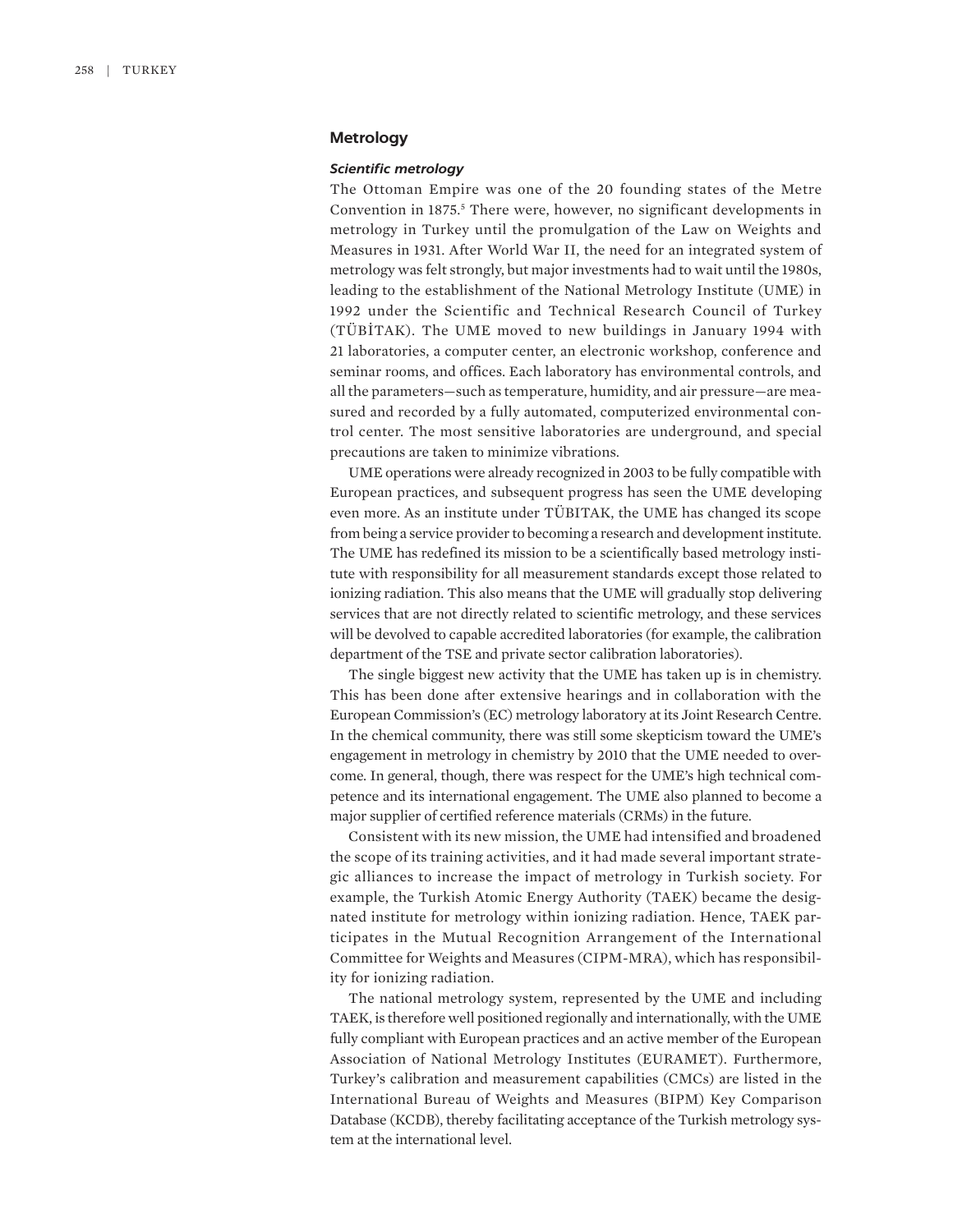## Metrology

### *Scientific metrology*

The Ottoman Empire was one of the 20 founding states of the Metre Convention in 1875.[5] There were, however, no significant developments in metrology in Turkey until the promulgation of the Law on Weights and Measures in 1931. After World War II, the need for an integrated system of metrology was felt strongly, but major investments had to wait until the 1980s, leading to the establishment of the National Metrology Institute (UME) in 1992 under the Scientific and Technical Research Council of Turkey (TÜBİTAK). The UME moved to new buildings in January 1994 with 21 laboratories, a computer center, an electronic workshop, conference and seminar rooms, and offices. Each laboratory has environmental controls, and all the parameters—such as temperature, humidity, and air pressure—are measured and recorded by a fully automated, computerized environmental control center. The most sensitive laboratories are underground, and special precautions are taken to minimize vibrations.

UME operations were already recognized in 2003 to be fully compatible with European practices, and subsequent progress has seen the UME developing even more. As an institute under TÜBITAK, the UME has changed its scope from being a service provider to becoming a research and development institute. The UME has redefined its mission to be a scientifically based metrology institute with responsibility for all measurement standards except those related to ionizing radiation. This also means that the UME will gradually stop delivering services that are not directly related to scientific metrology, and these services will be devolved to capable accredited laboratories (for example, the calibration department of the TSE and private sector calibration laboratories).

The single biggest new activity that the UME has taken up is in chemistry. This has been done after extensive hearings and in collaboration with the European Commission's (EC) metrology laboratory at its Joint Research Centre. In the chemical community, there was still some skepticism toward the UME's engagement in metrology in chemistry by 2010 that the UME needed to overcome. In general, though, there was respect for the UME's high technical competence and its international engagement. The UME also planned to become a major supplier of certified reference materials (CRMs) in the future.

Consistent with its new mission, the UME had intensified and broadened the scope of its training activities, and it had made several important strategic alliances to increase the impact of metrology in Turkish society. For example, the Turkish Atomic Energy Authority (TAEK) became the designated institute for metrology within ionizing radiation. Hence, TAEK participates in the Mutual Recognition Arrangement of the International Committee for Weights and Measures (CIPM-MRA), which has responsibility for ionizing radiation.

The national metrology system, represented by the UME and including TAEK, is therefore well positioned regionally and internationally, with the UME fully compliant with European practices and an active member of the European Association of National Metrology Institutes (EURAMET). Furthermore, Turkey's calibration and measurement capabilities (CMCs) are listed in the International Bureau of Weights and Measures (BIPM) Key Comparison Database (KCDB), thereby facilitating acceptance of the Turkish metrology system at the international level.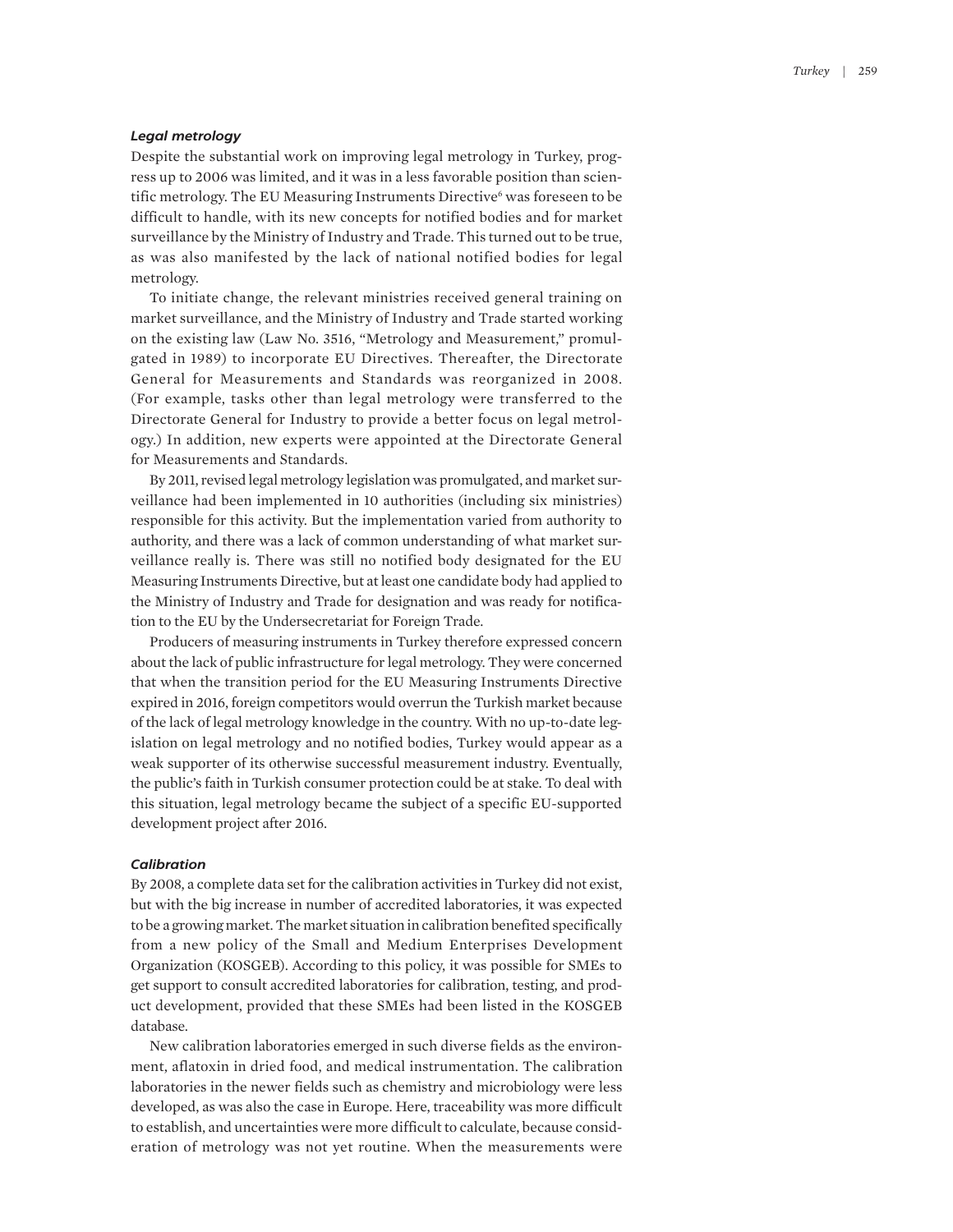### *Legal metrology*

Despite the substantial work on improving legal metrology in Turkey, progress up to 2006 was limited, and it was in a less favorable position than scientific metrology. The EU Measuring Instruments Directive[6] was foreseen to be difficult to handle, with its new concepts for notified bodies and for market surveillance by the Ministry of Industry and Trade. This turned out to be true, as was also manifested by the lack of national notified bodies for legal metrology.

To initiate change, the relevant ministries received general training on market surveillance, and the Ministry of Industry and Trade started working on the existing law (Law No. 3516, "Metrology and Measurement," promulgated in 1989) to incorporate EU Directives. Thereafter, the Directorate General for Measurements and Standards was reorganized in 2008. (For example, tasks other than legal metrology were transferred to the Directorate General for Industry to provide a better focus on legal metrology.) In addition, new experts were appointed at the Directorate General for Measurements and Standards.

By 2011, revised legal metrology legislation was promulgated, and market surveillance had been implemented in 10 authorities (including six ministries) responsible for this activity. But the implementation varied from authority to authority, and there was a lack of common understanding of what market surveillance really is. There was still no notified body designated for the EU Measuring Instruments Directive, but at least one candidate body had applied to the Ministry of Industry and Trade for designation and was ready for notification to the EU by the Undersecretariat for Foreign Trade.

Producers of measuring instruments in Turkey therefore expressed concern about the lack of public infrastructure for legal metrology. They were concerned that when the transition period for the EU Measuring Instruments Directive expired in 2016, foreign competitors would overrun the Turkish market because of the lack of legal metrology knowledge in the country. With no up-to-date legislation on legal metrology and no notified bodies, Turkey would appear as a weak supporter of its otherwise successful measurement industry. Eventually, the public's faith in Turkish consumer protection could be at stake. To deal with this situation, legal metrology became the subject of a specific EU-supported development project after 2016.

### *Calibration*

By 2008, a complete data set for the calibration activities in Turkey did not exist, but with the big increase in number of accredited laboratories, it was expected to be a growing market. The market situation in calibration benefited specifically from a new policy of the Small and Medium Enterprises Development Organization (KOSGEB). According to this policy, it was possible for SMEs to get support to consult accredited laboratories for calibration, testing, and product development, provided that these SMEs had been listed in the KOSGEB database.

New calibration laboratories emerged in such diverse fields as the environment, aflatoxin in dried food, and medical instrumentation. The calibration laboratories in the newer fields such as chemistry and microbiology were less developed, as was also the case in Europe. Here, traceability was more difficult to establish, and uncertainties were more difficult to calculate, because consideration of metrology was not yet routine. When the measurements were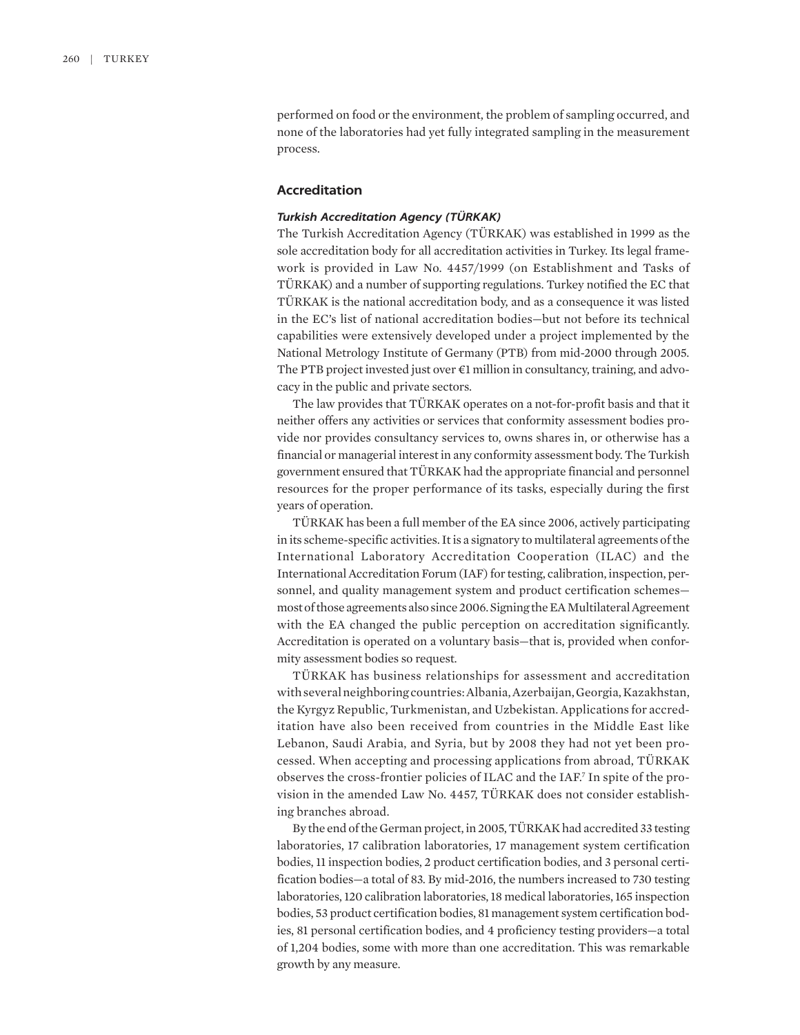performed on food or the environment, the problem of sampling occurred, and none of the laboratories had yet fully integrated sampling in the measurement process.

## Accreditation

### *Turkish Accreditation Agency (TÜRKAK)*

The Turkish Accreditation Agency (TÜRKAK) was established in 1999 as the sole accreditation body for all accreditation activities in Turkey. Its legal framework is provided in Law No. 4457/1999 (on Establishment and Tasks of TÜRKAK) and a number of supporting regulations. Turkey notified the EC that TÜRKAK is the national accreditation body, and as a consequence it was listed in the EC's list of national accreditation bodies—but not before its technical capabilities were extensively developed under a project implemented by the National Metrology Institute of Germany (PTB) from mid-2000 through 2005. The PTB project invested just over €1 million in consultancy, training, and advocacy in the public and private sectors.

The law provides that TÜRKAK operates on a not-for-profit basis and that it neither offers any activities or services that conformity assessment bodies provide nor provides consultancy services to, owns shares in, or otherwise has a financial or managerial interest in any conformity assessment body. The Turkish government ensured that TÜRKAK had the appropriate financial and personnel resources for the proper performance of its tasks, especially during the first years of operation.

TÜRKAK has been a full member of the EA since 2006, actively participating in its scheme-specific activities. It is a signatory to multilateral agreements of the International Laboratory Accreditation Cooperation (ILAC) and the International Accreditation Forum (IAF) for testing, calibration, inspection, personnel, and quality management system and product certification schemes—most of those agreements also since 2006. Signing the EA Multilateral Agreement with the EA changed the public perception on accreditation significantly. Accreditation is operated on a voluntary basis—that is, provided when conformity assessment bodies so request.

TÜRKAK has business relationships for assessment and accreditation with several neighboring countries: Albania, Azerbaijan, Georgia, Kazakhstan, the Kyrgyz Republic, Turkmenistan, and Uzbekistan. Applications for accreditation have also been received from countries in the Middle East like Lebanon, Saudi Arabia, and Syria, but by 2008 they had not yet been processed. When accepting and processing applications from abroad, TÜRKAK observes the cross-frontier policies of ILAC and the IAF.[7] In spite of the provision in the amended Law No. 4457, TÜRKAK does not consider establishing branches abroad.

By the end of the German project, in 2005, TÜRKAK had accredited 33 testing laboratories, 17 calibration laboratories, 17 management system certification bodies, 11 inspection bodies, 2 product certification bodies, and 3 personal certification bodies—a total of 83. By mid-2016, the numbers increased to 730 testing laboratories, 120 calibration laboratories, 18 medical laboratories, 165 inspection bodies, 53 product certification bodies, 81 management system certification bodies, 81 personal certification bodies, and 4 proficiency testing providers—a total of 1,204 bodies, some with more than one accreditation. This was remarkable growth by any measure.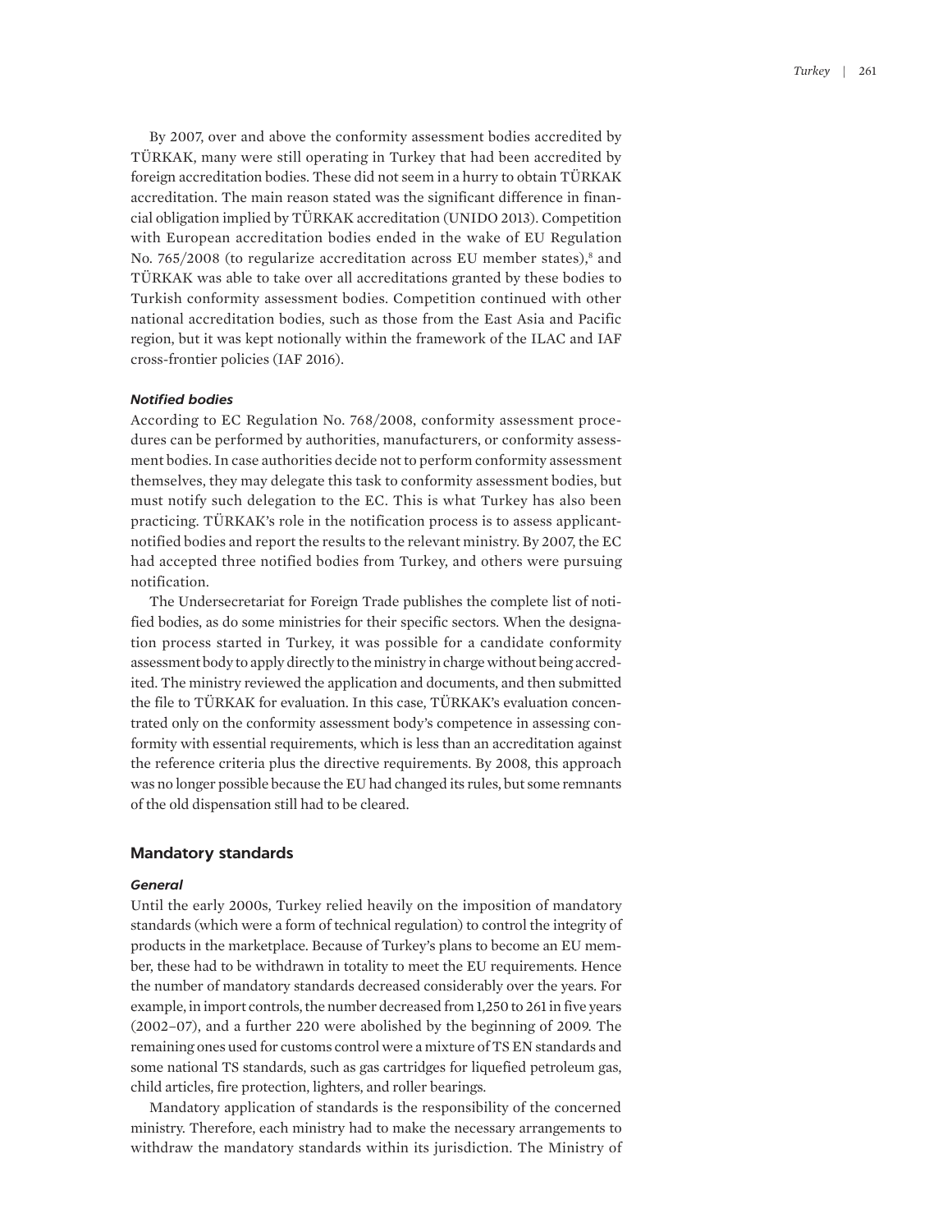By 2007, over and above the conformity assessment bodies accredited by TÜRKAK, many were still operating in Turkey that had been accredited by foreign accreditation bodies. These did not seem in a hurry to obtain TÜRKAK accreditation. The main reason stated was the significant difference in financial obligation implied by TÜRKAK accreditation (UNIDO 2013). Competition with European accreditation bodies ended in the wake of EU Regulation No. 765/2008 (to regularize accreditation across EU member states),[8] and TÜRKAK was able to take over all accreditations granted by these bodies to Turkish conformity assessment bodies. Competition continued with other national accreditation bodies, such as those from the East Asia and Pacific region, but it was kept notionally within the framework of the ILAC and IAF cross-frontier policies (IAF 2016).

#### *Notified bodies*

According to EC Regulation No. 768/2008, conformity assessment procedures can be performed by authorities, manufacturers, or conformity assessment bodies. In case authorities decide not to perform conformity assessment themselves, they may delegate this task to conformity assessment bodies, but must notify such delegation to the EC. This is what Turkey has also been practicing. TÜRKAK's role in the notification process is to assess applicant-notified bodies and report the results to the relevant ministry. By 2007, the EC had accepted three notified bodies from Turkey, and others were pursuing notification.

The Undersecretariat for Foreign Trade publishes the complete list of notified bodies, as do some ministries for their specific sectors. When the designation process started in Turkey, it was possible for a candidate conformity assessment body to apply directly to the ministry in charge without being accredited. The ministry reviewed the application and documents, and then submitted the file to TÜRKAK for evaluation. In this case, TÜRKAK's evaluation concentrated only on the conformity assessment body's competence in assessing conformity with essential requirements, which is less than an accreditation against the reference criteria plus the directive requirements. By 2008, this approach was no longer possible because the EU had changed its rules, but some remnants of the old dispensation still had to be cleared.

### Mandatory standards

#### *General*

Until the early 2000s, Turkey relied heavily on the imposition of mandatory standards (which were a form of technical regulation) to control the integrity of products in the marketplace. Because of Turkey's plans to become an EU member, these had to be withdrawn in totality to meet the EU requirements. Hence the number of mandatory standards decreased considerably over the years. For example, in import controls, the number decreased from 1,250 to 261 in five years (2002–07), and a further 220 were abolished by the beginning of 2009. The remaining ones used for customs control were a mixture of TS EN standards and some national TS standards, such as gas cartridges for liquefied petroleum gas, child articles, fire protection, lighters, and roller bearings.

Mandatory application of standards is the responsibility of the concerned ministry. Therefore, each ministry had to make the necessary arrangements to withdraw the mandatory standards within its jurisdiction. The Ministry of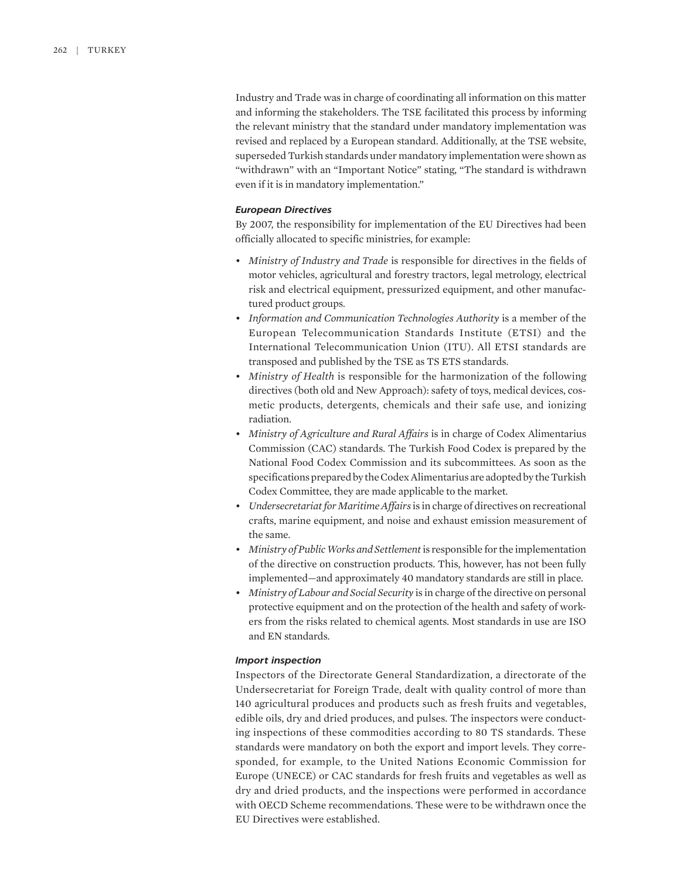Industry and Trade was in charge of coordinating all information on this matter and informing the stakeholders. The TSE facilitated this process by informing the relevant ministry that the standard under mandatory implementation was revised and replaced by a European standard. Additionally, at the TSE website, superseded Turkish standards under mandatory implementation were shown as "withdrawn" with an "Important Notice" stating, "The standard is withdrawn even if it is in mandatory implementation."

#### *European Directives*

By 2007, the responsibility for implementation of the EU Directives had been officially allocated to specific ministries, for example:

- *Ministry of Industry and Trade* is responsible for directives in the fields of motor vehicles, agricultural and forestry tractors, legal metrology, electrical risk and electrical equipment, pressurized equipment, and other manufactured product groups.
- *Information and Communication Technologies Authority* is a member of the European Telecommunication Standards Institute (ETSI) and the International Telecommunication Union (ITU). All ETSI standards are transposed and published by the TSE as TS ETS standards.
- *Ministry of Health* is responsible for the harmonization of the following directives (both old and New Approach): safety of toys, medical devices, cosmetic products, detergents, chemicals and their safe use, and ionizing radiation.
- *Ministry of Agriculture and Rural Affairs* is in charge of Codex Alimentarius Commission (CAC) standards. The Turkish Food Codex is prepared by the National Food Codex Commission and its subcommittees. As soon as the specifications prepared by the Codex Alimentarius are adopted by the Turkish Codex Committee, they are made applicable to the market.
- *Undersecretariat for Maritime Affairs* is in charge of directives on recreational crafts, marine equipment, and noise and exhaust emission measurement of the same.
- *Ministry of Public Works and Settlement* is responsible for the implementation of the directive on construction products. This, however, has not been fully implemented—and approximately 40 mandatory standards are still in place.
- *Ministry of Labour and Social Security* is in charge of the directive on personal protective equipment and on the protection of the health and safety of workers from the risks related to chemical agents. Most standards in use are ISO and EN standards.

#### *Import inspection*

Inspectors of the Directorate General Standardization, a directorate of the Undersecretariat for Foreign Trade, dealt with quality control of more than 140 agricultural produces and products such as fresh fruits and vegetables, edible oils, dry and dried produces, and pulses. The inspectors were conducting inspections of these commodities according to 80 TS standards. These standards were mandatory on both the export and import levels. They corresponded, for example, to the United Nations Economic Commission for Europe (UNECE) or CAC standards for fresh fruits and vegetables as well as dry and dried products, and the inspections were performed in accordance with OECD Scheme recommendations. These were to be withdrawn once the EU Directives were established.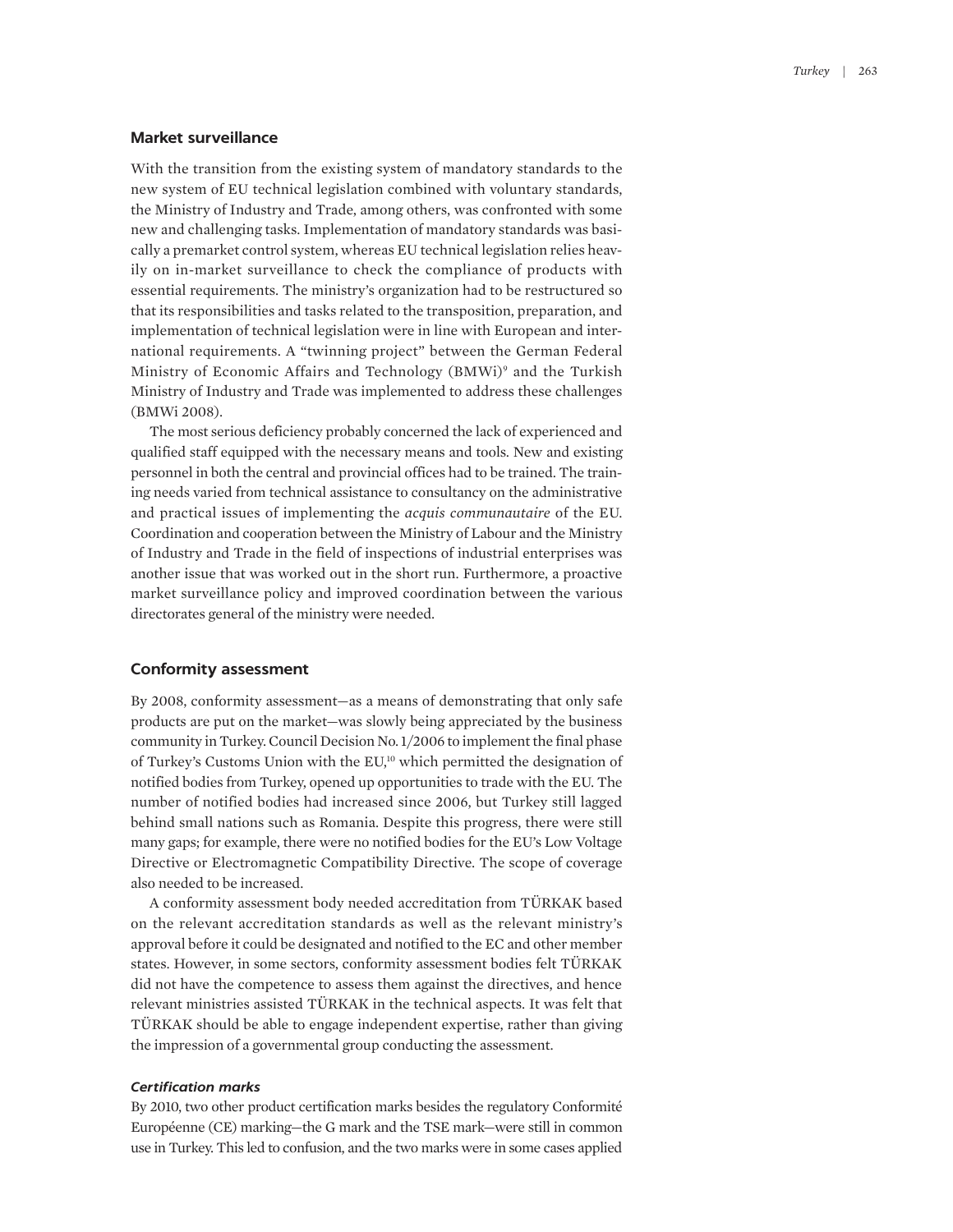## Market surveillance

With the transition from the existing system of mandatory standards to the new system of EU technical legislation combined with voluntary standards, the Ministry of Industry and Trade, among others, was confronted with some new and challenging tasks. Implementation of mandatory standards was basically a premarket control system, whereas EU technical legislation relies heavily on in-market surveillance to check the compliance of products with essential requirements. The ministry's organization had to be restructured so that its responsibilities and tasks related to the transposition, preparation, and implementation of technical legislation were in line with European and international requirements. A "twinning project" between the German Federal Ministry of Economic Affairs and Technology (BMWi)[9] and the Turkish Ministry of Industry and Trade was implemented to address these challenges (BMWi 2008).

The most serious deficiency probably concerned the lack of experienced and qualified staff equipped with the necessary means and tools. New and existing personnel in both the central and provincial offices had to be trained. The training needs varied from technical assistance to consultancy on the administrative and practical issues of implementing the *acquis communautaire* of the EU. Coordination and cooperation between the Ministry of Labour and the Ministry of Industry and Trade in the field of inspections of industrial enterprises was another issue that was worked out in the short run. Furthermore, a proactive market surveillance policy and improved coordination between the various directorates general of the ministry were needed.

## Conformity assessment

By 2008, conformity assessment—as a means of demonstrating that only safe products are put on the market—was slowly being appreciated by the business community in Turkey. Council Decision No. 1/2006 to implement the final phase of Turkey's Customs Union with the EU,[10] which permitted the designation of notified bodies from Turkey, opened up opportunities to trade with the EU. The number of notified bodies had increased since 2006, but Turkey still lagged behind small nations such as Romania. Despite this progress, there were still many gaps; for example, there were no notified bodies for the EU's Low Voltage Directive or Electromagnetic Compatibility Directive. The scope of coverage also needed to be increased.

A conformity assessment body needed accreditation from TÜRKAK based on the relevant accreditation standards as well as the relevant ministry's approval before it could be designated and notified to the EC and other member states. However, in some sectors, conformity assessment bodies felt TÜRKAK did not have the competence to assess them against the directives, and hence relevant ministries assisted TÜRKAK in the technical aspects. It was felt that TÜRKAK should be able to engage independent expertise, rather than giving the impression of a governmental group conducting the assessment.

### *Certification marks*

By 2010, two other product certification marks besides the regulatory Conformité Européenne (CE) marking—the G mark and the TSE mark—were still in common use in Turkey. This led to confusion, and the two marks were in some cases applied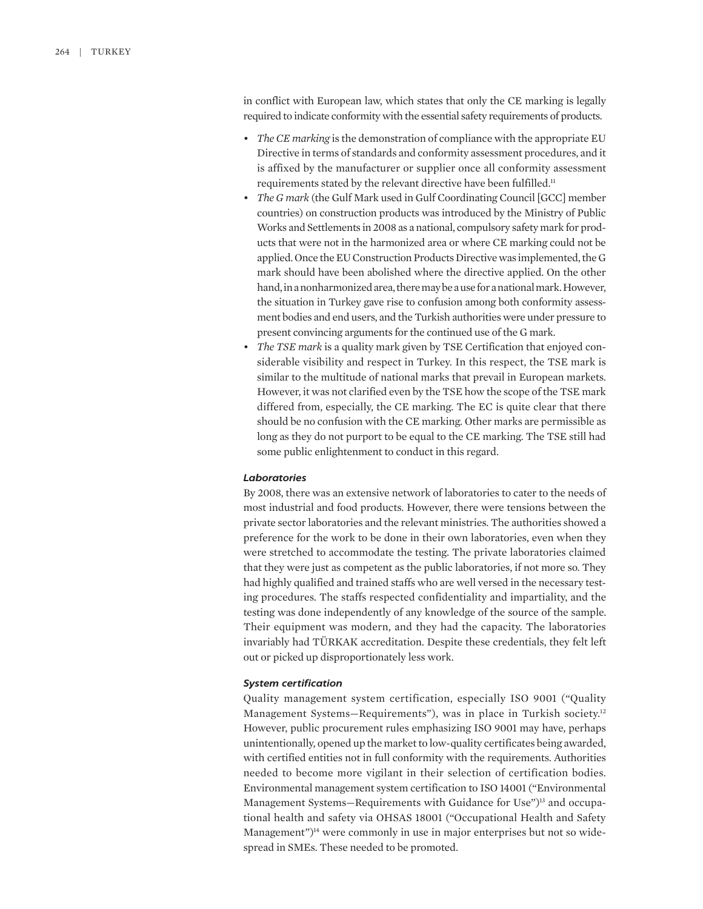in conflict with European law, which states that only the CE marking is legally required to indicate conformity with the essential safety requirements of products.

- *The CE marking* is the demonstration of compliance with the appropriate EU Directive in terms of standards and conformity assessment procedures, and it is affixed by the manufacturer or supplier once all conformity assessment requirements stated by the relevant directive have been fulfilled.[11]
- *The G mark* (the Gulf Mark used in Gulf Coordinating Council [GCC] member countries) on construction products was introduced by the Ministry of Public Works and Settlements in 2008 as a national, compulsory safety mark for products that were not in the harmonized area or where CE marking could not be applied. Once the EU Construction Products Directive was implemented, the G mark should have been abolished where the directive applied. On the other hand, in a nonharmonized area, there may be a use for a national mark. However, the situation in Turkey gave rise to confusion among both conformity assessment bodies and end users, and the Turkish authorities were under pressure to present convincing arguments for the continued use of the G mark.
- *The TSE mark* is a quality mark given by TSE Certification that enjoyed considerable visibility and respect in Turkey. In this respect, the TSE mark is similar to the multitude of national marks that prevail in European markets. However, it was not clarified even by the TSE how the scope of the TSE mark differed from, especially, the CE marking. The EC is quite clear that there should be no confusion with the CE marking. Other marks are permissible as long as they do not purport to be equal to the CE marking. The TSE still had some public enlightenment to conduct in this regard.

#### *Laboratories*

By 2008, there was an extensive network of laboratories to cater to the needs of most industrial and food products. However, there were tensions between the private sector laboratories and the relevant ministries. The authorities showed a preference for the work to be done in their own laboratories, even when they were stretched to accommodate the testing. The private laboratories claimed that they were just as competent as the public laboratories, if not more so. They had highly qualified and trained staffs who are well versed in the necessary testing procedures. The staffs respected confidentiality and impartiality, and the testing was done independently of any knowledge of the source of the sample. Their equipment was modern, and they had the capacity. The laboratories invariably had TÜRKAK accreditation. Despite these credentials, they felt left out or picked up disproportionately less work.

#### *System certification*

Quality management system certification, especially ISO 9001 ("Quality Management Systems—Requirements"), was in place in Turkish society.[12] However, public procurement rules emphasizing ISO 9001 may have, perhaps unintentionally, opened up the market to low-quality certificates being awarded, with certified entities not in full conformity with the requirements. Authorities needed to become more vigilant in their selection of certification bodies. Environmental management system certification to ISO 14001 ("Environmental Management Systems—Requirements with Guidance for Use")[13] and occupational health and safety via OHSAS 18001 ("Occupational Health and Safety Management")[14] were commonly in use in major enterprises but not so widespread in SMEs. These needed to be promoted.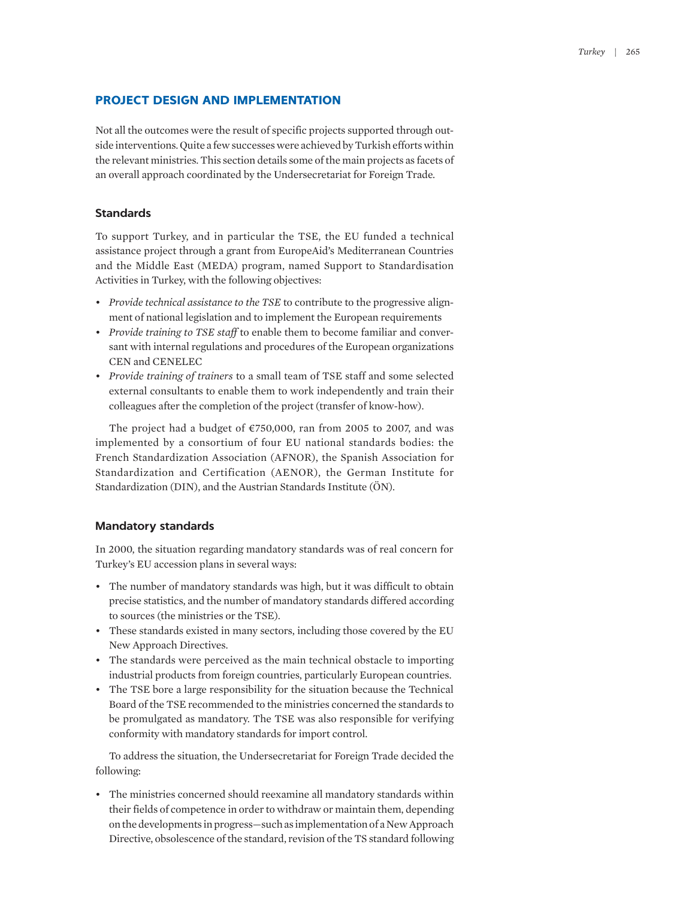## PROJECT DESIGN AND IMPLEMENTATION

Not all the outcomes were the result of specific projects supported through outside interventions. Quite a few successes were achieved by Turkish efforts within the relevant ministries. This section details some of the main projects as facets of an overall approach coordinated by the Undersecretariat for Foreign Trade.

### Standards

To support Turkey, and in particular the TSE, the EU funded a technical assistance project through a grant from EuropeAid's Mediterranean Countries and the Middle East (MEDA) program, named Support to Standardisation Activities in Turkey, with the following objectives:

- *Provide technical assistance to the TSE* to contribute to the progressive alignment of national legislation and to implement the European requirements
- *Provide training to TSE staff* to enable them to become familiar and conversant with internal regulations and procedures of the European organizations CEN and CENELEC
- *Provide training of trainers* to a small team of TSE staff and some selected external consultants to enable them to work independently and train their colleagues after the completion of the project (transfer of know-how).

The project had a budget of €750,000, ran from 2005 to 2007, and was implemented by a consortium of four EU national standards bodies: the French Standardization Association (AFNOR), the Spanish Association for Standardization and Certification (AENOR), the German Institute for Standardization (DIN), and the Austrian Standards Institute (ÖN).

### Mandatory standards

In 2000, the situation regarding mandatory standards was of real concern for Turkey's EU accession plans in several ways:

- The number of mandatory standards was high, but it was difficult to obtain precise statistics, and the number of mandatory standards differed according to sources (the ministries or the TSE).
- These standards existed in many sectors, including those covered by the EU New Approach Directives.
- The standards were perceived as the main technical obstacle to importing industrial products from foreign countries, particularly European countries.
- The TSE bore a large responsibility for the situation because the Technical Board of the TSE recommended to the ministries concerned the standards to be promulgated as mandatory. The TSE was also responsible for verifying conformity with mandatory standards for import control.

To address the situation, the Undersecretariat for Foreign Trade decided the following:

- The ministries concerned should reexamine all mandatory standards within their fields of competence in order to withdraw or maintain them, depending on the developments in progress—such as implementation of a New Approach Directive, obsolescence of the standard, revision of the TS standard following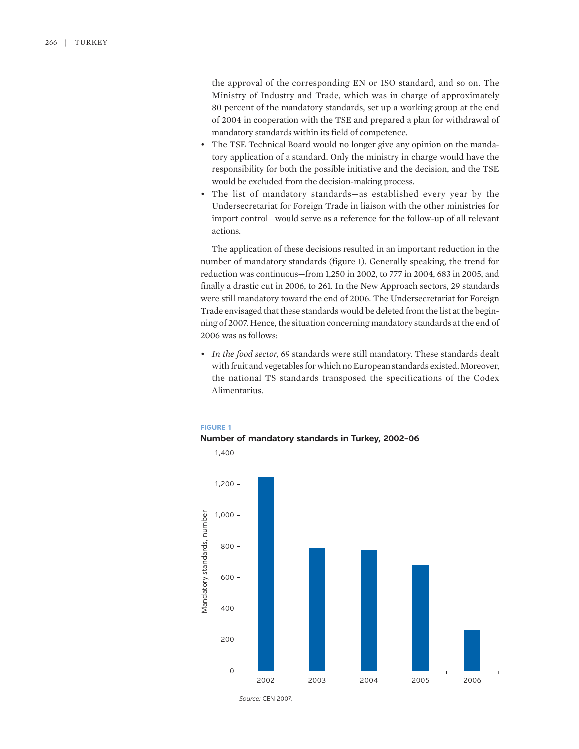the approval of the corresponding EN or ISO standard, and so on. The Ministry of Industry and Trade, which was in charge of approximately 80 percent of the mandatory standards, set up a working group at the end of 2004 in cooperation with the TSE and prepared a plan for withdrawal of mandatory standards within its field of competence.

- The TSE Technical Board would no longer give any opinion on the mandatory application of a standard. Only the ministry in charge would have the responsibility for both the possible initiative and the decision, and the TSE would be excluded from the decision-making process.
- The list of mandatory standards—as established every year by the Undersecretariat for Foreign Trade in liaison with the other ministries for import control—would serve as a reference for the follow-up of all relevant actions.

The application of these decisions resulted in an important reduction in the number of mandatory standards (figure 1). Generally speaking, the trend for reduction was continuous—from 1,250 in 2002, to 777 in 2004, 683 in 2005, and finally a drastic cut in 2006, to 261. In the New Approach sectors, 29 standards were still mandatory toward the end of 2006. The Undersecretariat for Foreign Trade envisaged that these standards would be deleted from the list at the beginning of 2007. Hence, the situation concerning mandatory standards at the end of 2006 was as follows:

- *In the food sector,* 69 standards were still mandatory. These standards dealt with fruit and vegetables for which no European standards existed. Moreover, the national TS standards transposed the specifications of the Codex Alimentarius.

**FIGURE 1**

**Number of mandatory standards in Turkey, 2002–06**

| Year | Mandatory standards, number |
| --- | --- |
| 2002 | 1,250 |
| 2003 | ~790 |
| 2004 | 777 |
| 2005 | 683 |
| 2006 | 261 |

*Source:* CEN 2007.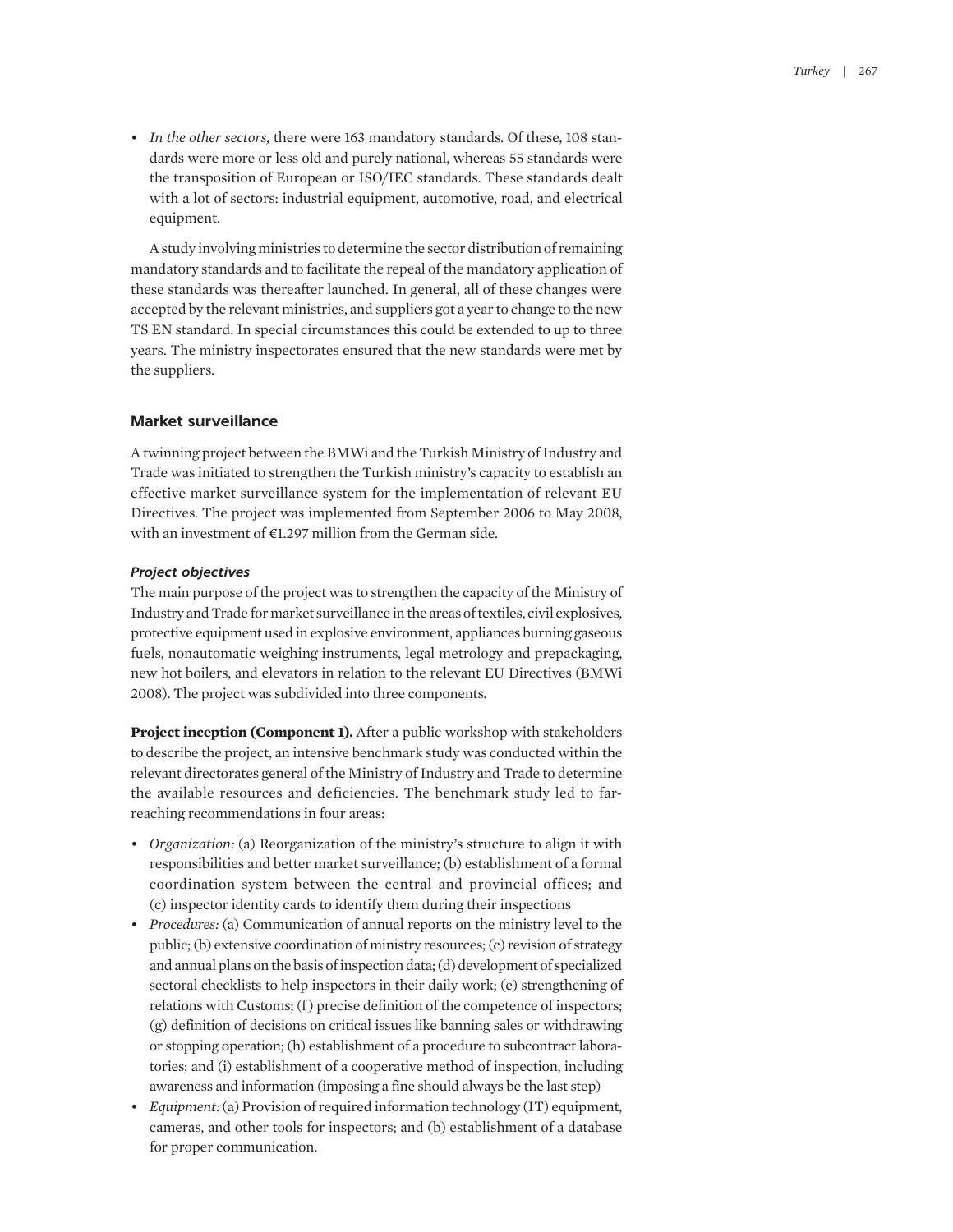- *In the other sectors,* there were 163 mandatory standards. Of these, 108 standards were more or less old and purely national, whereas 55 standards were the transposition of European or ISO/IEC standards. These standards dealt with a lot of sectors: industrial equipment, automotive, road, and electrical equipment.

A study involving ministries to determine the sector distribution of remaining mandatory standards and to facilitate the repeal of the mandatory application of these standards was thereafter launched. In general, all of these changes were accepted by the relevant ministries, and suppliers got a year to change to the new TS EN standard. In special circumstances this could be extended to up to three years. The ministry inspectorates ensured that the new standards were met by the suppliers.

## Market surveillance

A twinning project between the BMWi and the Turkish Ministry of Industry and Trade was initiated to strengthen the Turkish ministry's capacity to establish an effective market surveillance system for the implementation of relevant EU Directives. The project was implemented from September 2006 to May 2008, with an investment of €1.297 million from the German side.

### *Project objectives*

The main purpose of the project was to strengthen the capacity of the Ministry of Industry and Trade for market surveillance in the areas of textiles, civil explosives, protective equipment used in explosive environment, appliances burning gaseous fuels, nonautomatic weighing instruments, legal metrology and prepackaging, new hot boilers, and elevators in relation to the relevant EU Directives (BMWi 2008). The project was subdivided into three components.

**Project inception (Component 1).** After a public workshop with stakeholders to describe the project, an intensive benchmark study was conducted within the relevant directorates general of the Ministry of Industry and Trade to determine the available resources and deficiencies. The benchmark study led to far-reaching recommendations in four areas:

- *Organization:* (a) Reorganization of the ministry's structure to align it with responsibilities and better market surveillance; (b) establishment of a formal coordination system between the central and provincial offices; and (c) inspector identity cards to identify them during their inspections
- *Procedures:* (a) Communication of annual reports on the ministry level to the public; (b) extensive coordination of ministry resources; (c) revision of strategy and annual plans on the basis of inspection data; (d) development of specialized sectoral checklists to help inspectors in their daily work; (e) strengthening of relations with Customs; (f) precise definition of the competence of inspectors; (g) definition of decisions on critical issues like banning sales or withdrawing or stopping operation; (h) establishment of a procedure to subcontract laboratories; and (i) establishment of a cooperative method of inspection, including awareness and information (imposing a fine should always be the last step)
- *Equipment:* (a) Provision of required information technology (IT) equipment, cameras, and other tools for inspectors; and (b) establishment of a database for proper communication.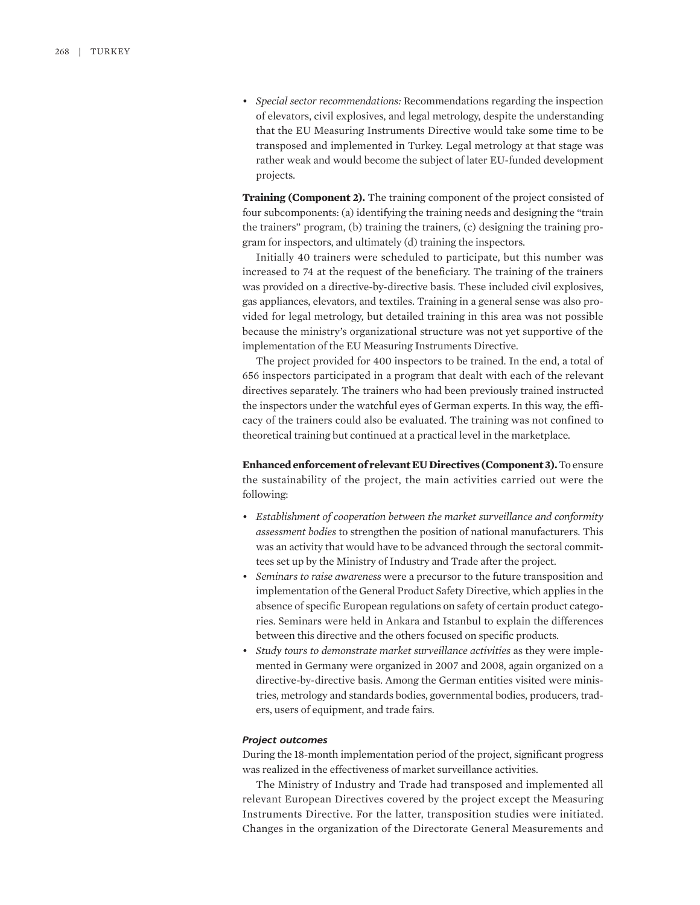- *Special sector recommendations:* Recommendations regarding the inspection of elevators, civil explosives, and legal metrology, despite the understanding that the EU Measuring Instruments Directive would take some time to be transposed and implemented in Turkey. Legal metrology at that stage was rather weak and would become the subject of later EU-funded development projects.

**Training (Component 2).** The training component of the project consisted of four subcomponents: (a) identifying the training needs and designing the "train the trainers" program, (b) training the trainers, (c) designing the training program for inspectors, and ultimately (d) training the inspectors.

Initially 40 trainers were scheduled to participate, but this number was increased to 74 at the request of the beneficiary. The training of the trainers was provided on a directive-by-directive basis. These included civil explosives, gas appliances, elevators, and textiles. Training in a general sense was also provided for legal metrology, but detailed training in this area was not possible because the ministry's organizational structure was not yet supportive of the implementation of the EU Measuring Instruments Directive.

The project provided for 400 inspectors to be trained. In the end, a total of 656 inspectors participated in a program that dealt with each of the relevant directives separately. The trainers who had been previously trained instructed the inspectors under the watchful eyes of German experts. In this way, the efficacy of the trainers could also be evaluated. The training was not confined to theoretical training but continued at a practical level in the marketplace.

**Enhanced enforcement of relevant EU Directives (Component 3).** To ensure the sustainability of the project, the main activities carried out were the following:

- *Establishment of cooperation between the market surveillance and conformity assessment bodies* to strengthen the position of national manufacturers. This was an activity that would have to be advanced through the sectoral committees set up by the Ministry of Industry and Trade after the project.
- *Seminars to raise awareness* were a precursor to the future transposition and implementation of the General Product Safety Directive, which applies in the absence of specific European regulations on safety of certain product categories. Seminars were held in Ankara and Istanbul to explain the differences between this directive and the others focused on specific products.
- *Study tours to demonstrate market surveillance activities* as they were implemented in Germany were organized in 2007 and 2008, again organized on a directive-by-directive basis. Among the German entities visited were ministries, metrology and standards bodies, governmental bodies, producers, traders, users of equipment, and trade fairs.

### *Project outcomes*

During the 18-month implementation period of the project, significant progress was realized in the effectiveness of market surveillance activities.

The Ministry of Industry and Trade had transposed and implemented all relevant European Directives covered by the project except the Measuring Instruments Directive. For the latter, transposition studies were initiated. Changes in the organization of the Directorate General Measurements and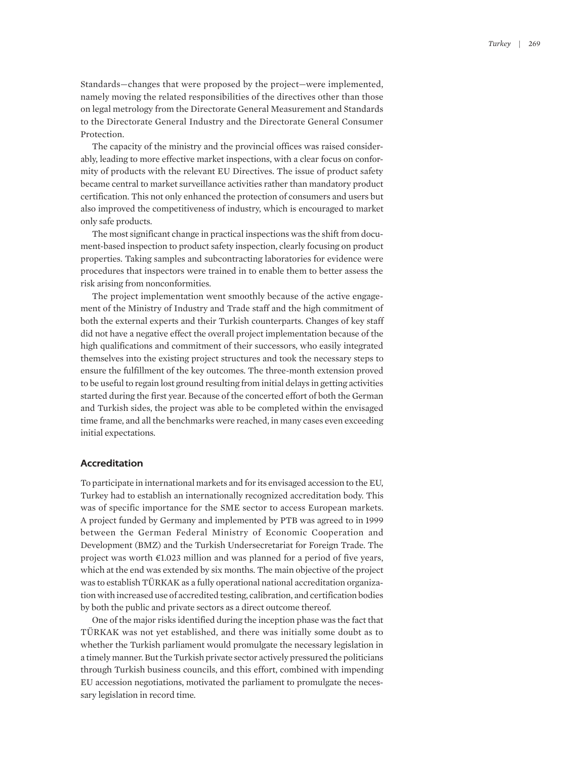Standards—changes that were proposed by the project—were implemented, namely moving the related responsibilities of the directives other than those on legal metrology from the Directorate General Measurement and Standards to the Directorate General Industry and the Directorate General Consumer Protection.

The capacity of the ministry and the provincial offices was raised considerably, leading to more effective market inspections, with a clear focus on conformity of products with the relevant EU Directives. The issue of product safety became central to market surveillance activities rather than mandatory product certification. This not only enhanced the protection of consumers and users but also improved the competitiveness of industry, which is encouraged to market only safe products.

The most significant change in practical inspections was the shift from document-based inspection to product safety inspection, clearly focusing on product properties. Taking samples and subcontracting laboratories for evidence were procedures that inspectors were trained in to enable them to better assess the risk arising from nonconformities.

The project implementation went smoothly because of the active engagement of the Ministry of Industry and Trade staff and the high commitment of both the external experts and their Turkish counterparts. Changes of key staff did not have a negative effect the overall project implementation because of the high qualifications and commitment of their successors, who easily integrated themselves into the existing project structures and took the necessary steps to ensure the fulfillment of the key outcomes. The three-month extension proved to be useful to regain lost ground resulting from initial delays in getting activities started during the first year. Because of the concerted effort of both the German and Turkish sides, the project was able to be completed within the envisaged time frame, and all the benchmarks were reached, in many cases even exceeding initial expectations.

## Accreditation

To participate in international markets and for its envisaged accession to the EU, Turkey had to establish an internationally recognized accreditation body. This was of specific importance for the SME sector to access European markets. A project funded by Germany and implemented by PTB was agreed to in 1999 between the German Federal Ministry of Economic Cooperation and Development (BMZ) and the Turkish Undersecretariat for Foreign Trade. The project was worth €1.023 million and was planned for a period of five years, which at the end was extended by six months. The main objective of the project was to establish TÜRKAK as a fully operational national accreditation organization with increased use of accredited testing, calibration, and certification bodies by both the public and private sectors as a direct outcome thereof.

One of the major risks identified during the inception phase was the fact that TÜRKAK was not yet established, and there was initially some doubt as to whether the Turkish parliament would promulgate the necessary legislation in a timely manner. But the Turkish private sector actively pressured the politicians through Turkish business councils, and this effort, combined with impending EU accession negotiations, motivated the parliament to promulgate the necessary legislation in record time.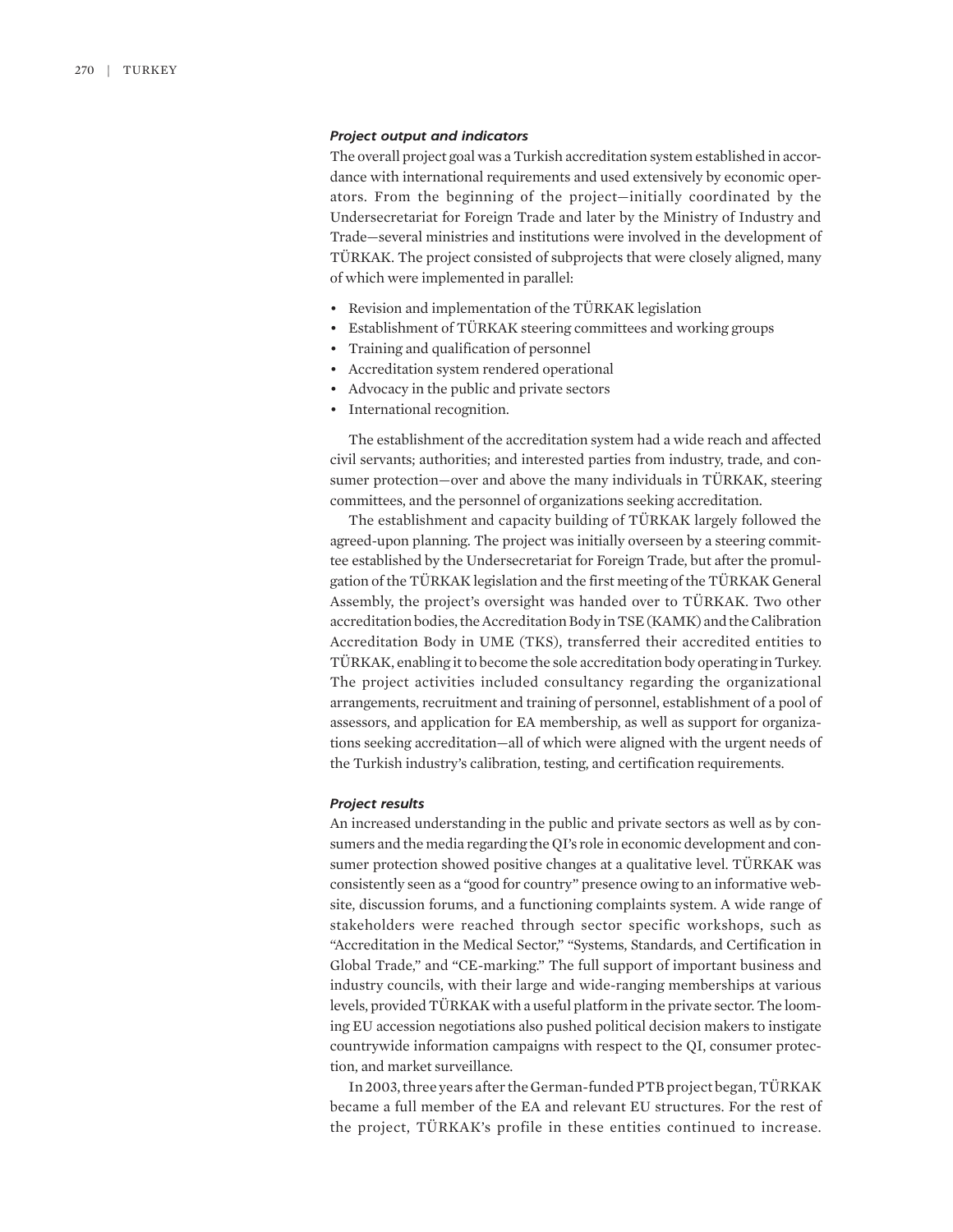### *Project output and indicators*

The overall project goal was a Turkish accreditation system established in accordance with international requirements and used extensively by economic operators. From the beginning of the project—initially coordinated by the Undersecretariat for Foreign Trade and later by the Ministry of Industry and Trade—several ministries and institutions were involved in the development of TÜRKAK. The project consisted of subprojects that were closely aligned, many of which were implemented in parallel:

- Revision and implementation of the TÜRKAK legislation
- Establishment of TÜRKAK steering committees and working groups
- Training and qualification of personnel
- Accreditation system rendered operational
- Advocacy in the public and private sectors
- International recognition.

The establishment of the accreditation system had a wide reach and affected civil servants; authorities; and interested parties from industry, trade, and consumer protection—over and above the many individuals in TÜRKAK, steering committees, and the personnel of organizations seeking accreditation.

The establishment and capacity building of TÜRKAK largely followed the agreed-upon planning. The project was initially overseen by a steering committee established by the Undersecretariat for Foreign Trade, but after the promulgation of the TÜRKAK legislation and the first meeting of the TÜRKAK General Assembly, the project's oversight was handed over to TÜRKAK. Two other accreditation bodies, the Accreditation Body in TSE (KAMK) and the Calibration Accreditation Body in UME (TKS), transferred their accredited entities to TÜRKAK, enabling it to become the sole accreditation body operating in Turkey. The project activities included consultancy regarding the organizational arrangements, recruitment and training of personnel, establishment of a pool of assessors, and application for EA membership, as well as support for organizations seeking accreditation—all of which were aligned with the urgent needs of the Turkish industry's calibration, testing, and certification requirements.

### *Project results*

An increased understanding in the public and private sectors as well as by consumers and the media regarding the QI's role in economic development and consumer protection showed positive changes at a qualitative level. TÜRKAK was consistently seen as a "good for country" presence owing to an informative website, discussion forums, and a functioning complaints system. A wide range of stakeholders were reached through sector specific workshops, such as "Accreditation in the Medical Sector," "Systems, Standards, and Certification in Global Trade," and "CE-marking." The full support of important business and industry councils, with their large and wide-ranging memberships at various levels, provided TÜRKAK with a useful platform in the private sector. The looming EU accession negotiations also pushed political decision makers to instigate countrywide information campaigns with respect to the QI, consumer protection, and market surveillance.

In 2003, three years after the German-funded PTB project began, TÜRKAK became a full member of the EA and relevant EU structures. For the rest of the project, TÜRKAK's profile in these entities continued to increase.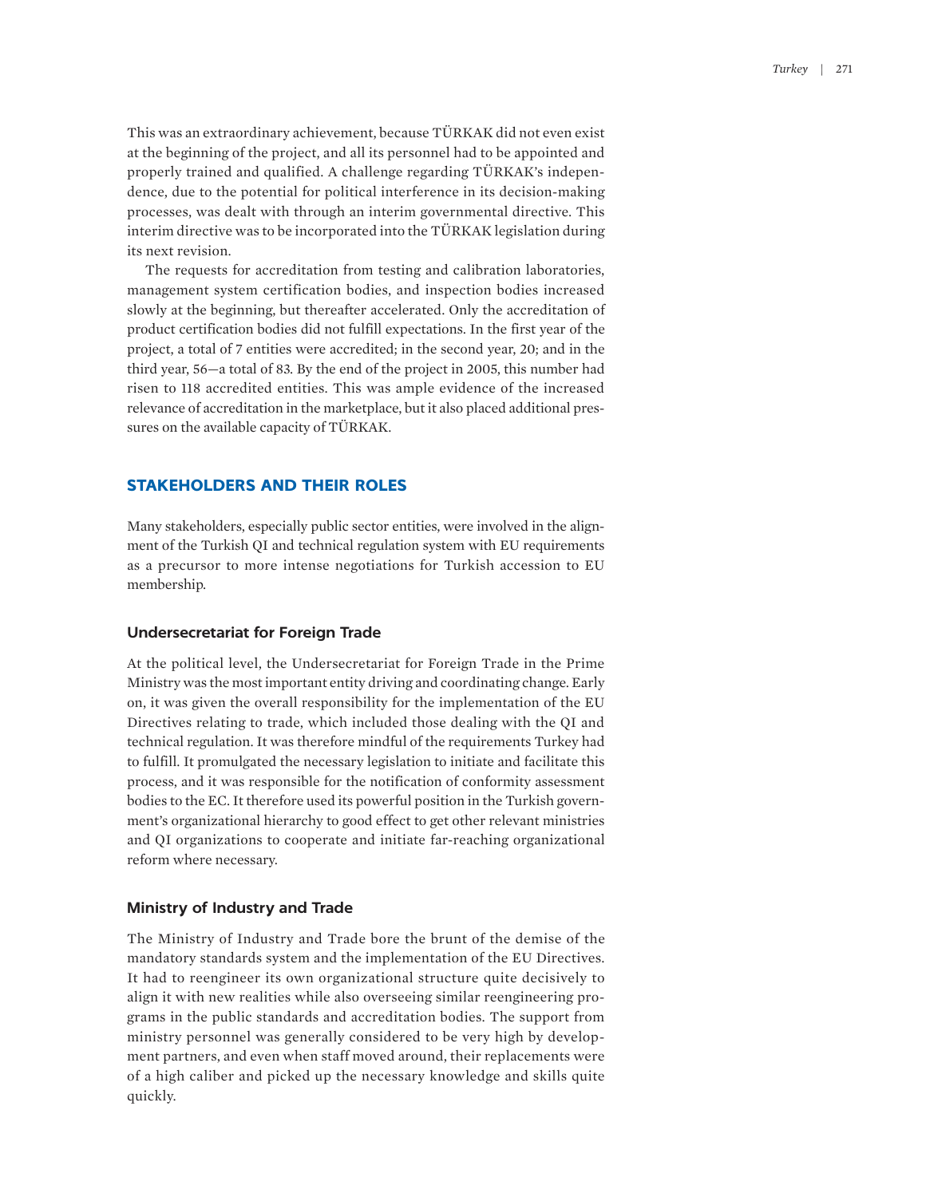This was an extraordinary achievement, because TÜRKAK did not even exist at the beginning of the project, and all its personnel had to be appointed and properly trained and qualified. A challenge regarding TÜRKAK's independence, due to the potential for political interference in its decision-making processes, was dealt with through an interim governmental directive. This interim directive was to be incorporated into the TÜRKAK legislation during its next revision.

The requests for accreditation from testing and calibration laboratories, management system certification bodies, and inspection bodies increased slowly at the beginning, but thereafter accelerated. Only the accreditation of product certification bodies did not fulfill expectations. In the first year of the project, a total of 7 entities were accredited; in the second year, 20; and in the third year, 56—a total of 83. By the end of the project in 2005, this number had risen to 118 accredited entities. This was ample evidence of the increased relevance of accreditation in the marketplace, but it also placed additional pressures on the available capacity of TÜRKAK.

## STAKEHOLDERS AND THEIR ROLES

Many stakeholders, especially public sector entities, were involved in the alignment of the Turkish QI and technical regulation system with EU requirements as a precursor to more intense negotiations for Turkish accession to EU membership.

### Undersecretariat for Foreign Trade

At the political level, the Undersecretariat for Foreign Trade in the Prime Ministry was the most important entity driving and coordinating change. Early on, it was given the overall responsibility for the implementation of the EU Directives relating to trade, which included those dealing with the QI and technical regulation. It was therefore mindful of the requirements Turkey had to fulfill. It promulgated the necessary legislation to initiate and facilitate this process, and it was responsible for the notification of conformity assessment bodies to the EC. It therefore used its powerful position in the Turkish government's organizational hierarchy to good effect to get other relevant ministries and QI organizations to cooperate and initiate far-reaching organizational reform where necessary.

### Ministry of Industry and Trade

The Ministry of Industry and Trade bore the brunt of the demise of the mandatory standards system and the implementation of the EU Directives. It had to reengineer its own organizational structure quite decisively to align it with new realities while also overseeing similar reengineering programs in the public standards and accreditation bodies. The support from ministry personnel was generally considered to be very high by development partners, and even when staff moved around, their replacements were of a high caliber and picked up the necessary knowledge and skills quite quickly.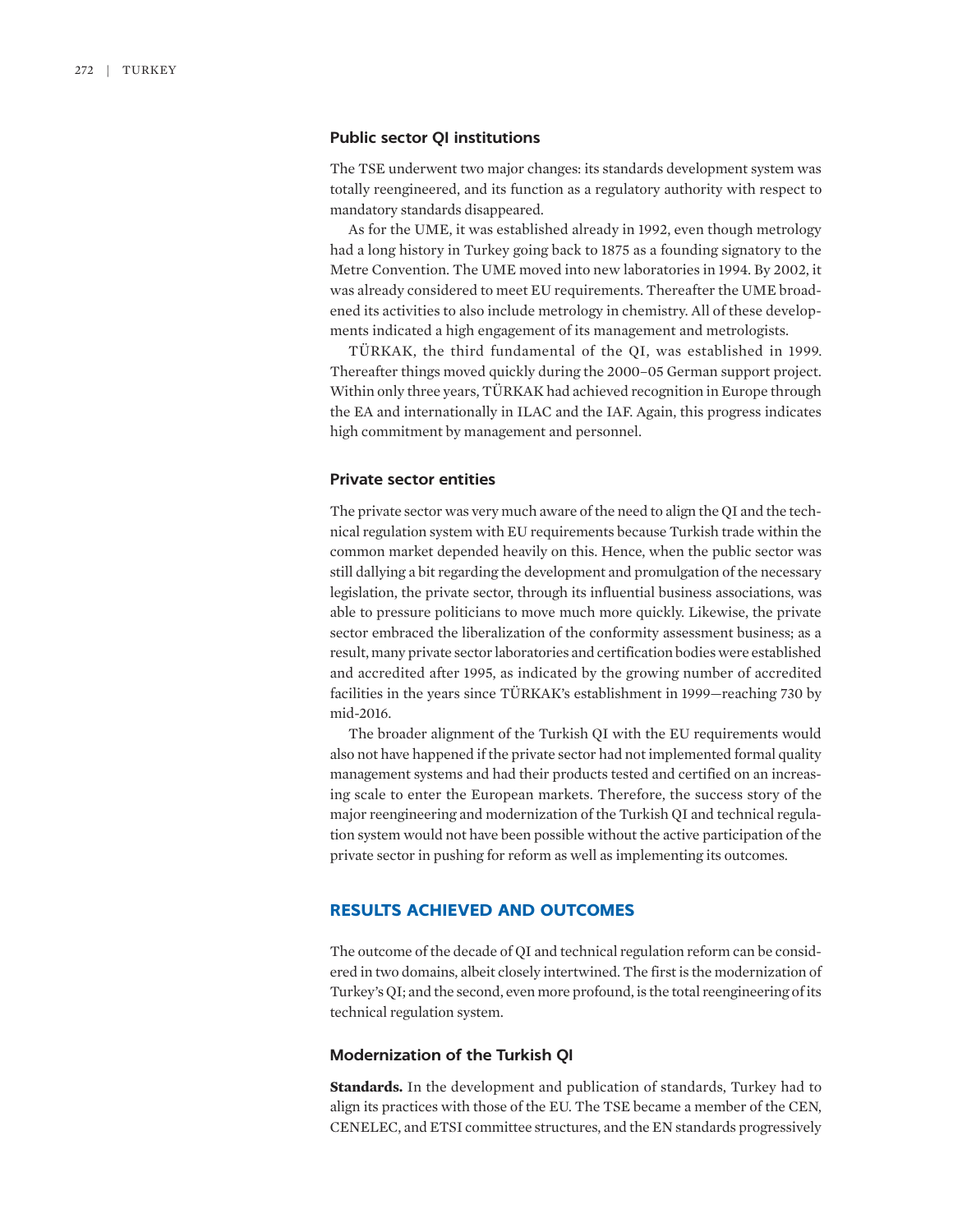### Public sector QI institutions

The TSE underwent two major changes: its standards development system was totally reengineered, and its function as a regulatory authority with respect to mandatory standards disappeared.

As for the UME, it was established already in 1992, even though metrology had a long history in Turkey going back to 1875 as a founding signatory to the Metre Convention. The UME moved into new laboratories in 1994. By 2002, it was already considered to meet EU requirements. Thereafter the UME broadened its activities to also include metrology in chemistry. All of these developments indicated a high engagement of its management and metrologists.

TÜRKAK, the third fundamental of the QI, was established in 1999. Thereafter things moved quickly during the 2000–05 German support project. Within only three years, TÜRKAK had achieved recognition in Europe through the EA and internationally in ILAC and the IAF. Again, this progress indicates high commitment by management and personnel.

### Private sector entities

The private sector was very much aware of the need to align the QI and the technical regulation system with EU requirements because Turkish trade within the common market depended heavily on this. Hence, when the public sector was still dallying a bit regarding the development and promulgation of the necessary legislation, the private sector, through its influential business associations, was able to pressure politicians to move much more quickly. Likewise, the private sector embraced the liberalization of the conformity assessment business; as a result, many private sector laboratories and certification bodies were established and accredited after 1995, as indicated by the growing number of accredited facilities in the years since TÜRKAK's establishment in 1999—reaching 730 by mid-2016.

The broader alignment of the Turkish QI with the EU requirements would also not have happened if the private sector had not implemented formal quality management systems and had their products tested and certified on an increasing scale to enter the European markets. Therefore, the success story of the major reengineering and modernization of the Turkish QI and technical regulation system would not have been possible without the active participation of the private sector in pushing for reform as well as implementing its outcomes.

## RESULTS ACHIEVED AND OUTCOMES

The outcome of the decade of QI and technical regulation reform can be considered in two domains, albeit closely intertwined. The first is the modernization of Turkey's QI; and the second, even more profound, is the total reengineering of its technical regulation system.

### Modernization of the Turkish QI

**Standards.** In the development and publication of standards, Turkey had to align its practices with those of the EU. The TSE became a member of the CEN, CENELEC, and ETSI committee structures, and the EN standards progressively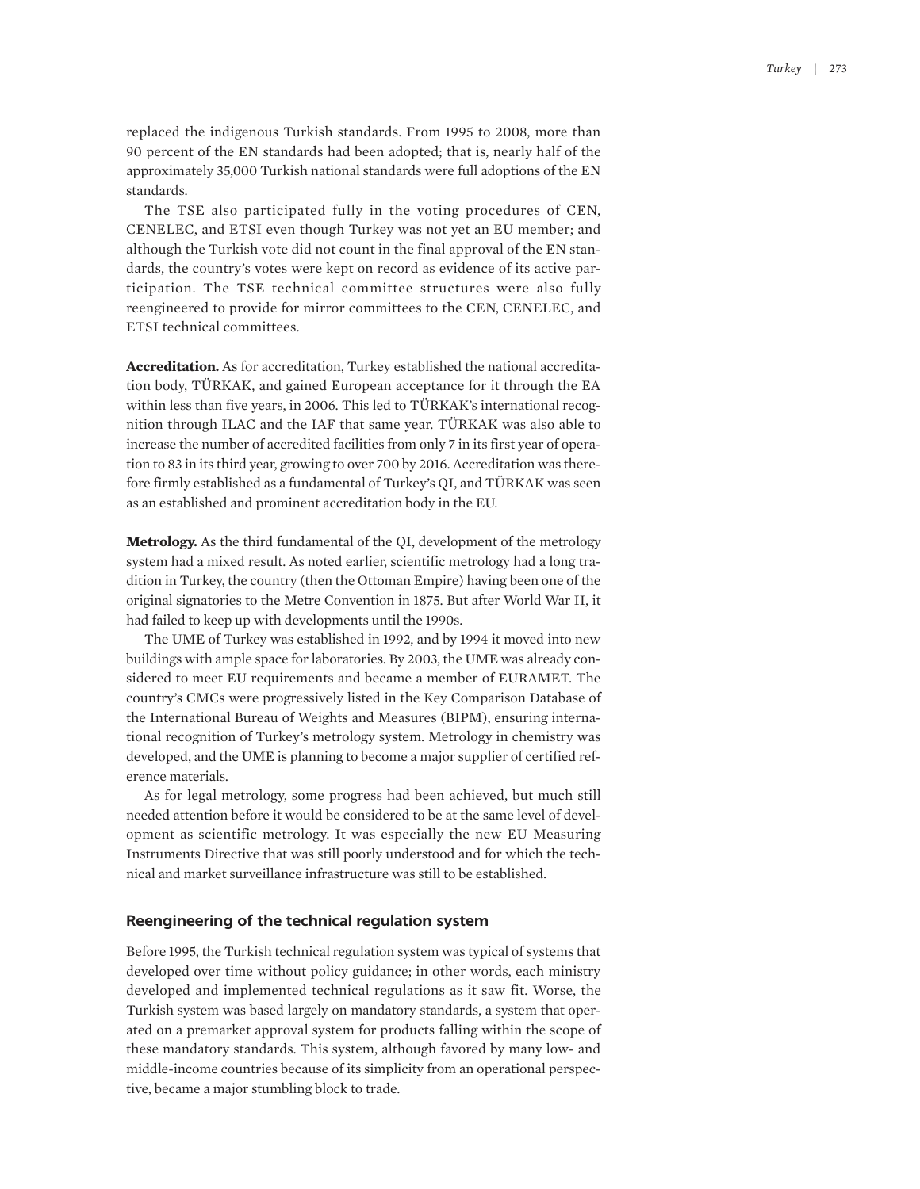replaced the indigenous Turkish standards. From 1995 to 2008, more than 90 percent of the EN standards had been adopted; that is, nearly half of the approximately 35,000 Turkish national standards were full adoptions of the EN standards.

The TSE also participated fully in the voting procedures of CEN, CENELEC, and ETSI even though Turkey was not yet an EU member; and although the Turkish vote did not count in the final approval of the EN standards, the country's votes were kept on record as evidence of its active participation. The TSE technical committee structures were also fully reengineered to provide for mirror committees to the CEN, CENELEC, and ETSI technical committees.

**Accreditation.** As for accreditation, Turkey established the national accreditation body, TÜRKAK, and gained European acceptance for it through the EA within less than five years, in 2006. This led to TÜRKAK's international recognition through ILAC and the IAF that same year. TÜRKAK was also able to increase the number of accredited facilities from only 7 in its first year of operation to 83 in its third year, growing to over 700 by 2016. Accreditation was therefore firmly established as a fundamental of Turkey's QI, and TÜRKAK was seen as an established and prominent accreditation body in the EU.

**Metrology.** As the third fundamental of the QI, development of the metrology system had a mixed result. As noted earlier, scientific metrology had a long tradition in Turkey, the country (then the Ottoman Empire) having been one of the original signatories to the Metre Convention in 1875. But after World War II, it had failed to keep up with developments until the 1990s.

The UME of Turkey was established in 1992, and by 1994 it moved into new buildings with ample space for laboratories. By 2003, the UME was already considered to meet EU requirements and became a member of EURAMET. The country's CMCs were progressively listed in the Key Comparison Database of the International Bureau of Weights and Measures (BIPM), ensuring international recognition of Turkey's metrology system. Metrology in chemistry was developed, and the UME is planning to become a major supplier of certified reference materials.

As for legal metrology, some progress had been achieved, but much still needed attention before it would be considered to be at the same level of development as scientific metrology. It was especially the new EU Measuring Instruments Directive that was still poorly understood and for which the technical and market surveillance infrastructure was still to be established.

## Reengineering of the technical regulation system

Before 1995, the Turkish technical regulation system was typical of systems that developed over time without policy guidance; in other words, each ministry developed and implemented technical regulations as it saw fit. Worse, the Turkish system was based largely on mandatory standards, a system that operated on a premarket approval system for products falling within the scope of these mandatory standards. This system, although favored by many low- and middle-income countries because of its simplicity from an operational perspective, became a major stumbling block to trade.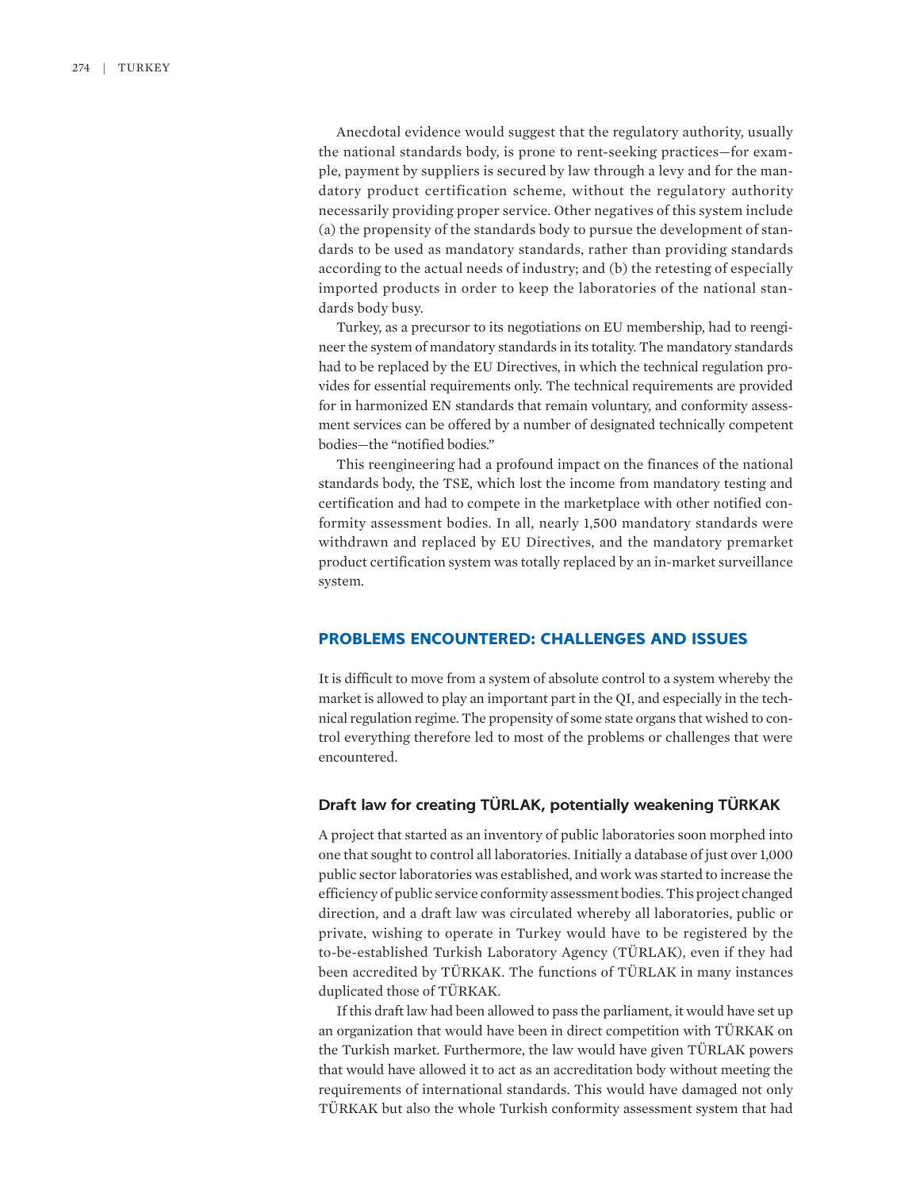Anecdotal evidence would suggest that the regulatory authority, usually the national standards body, is prone to rent-seeking practices—for example, payment by suppliers is secured by law through a levy and for the mandatory product certification scheme, without the regulatory authority necessarily providing proper service. Other negatives of this system include (a) the propensity of the standards body to pursue the development of standards to be used as mandatory standards, rather than providing standards according to the actual needs of industry; and (b) the retesting of especially imported products in order to keep the laboratories of the national standards body busy.

Turkey, as a precursor to its negotiations on EU membership, had to reengineer the system of mandatory standards in its totality. The mandatory standards had to be replaced by the EU Directives, in which the technical regulation provides for essential requirements only. The technical requirements are provided for in harmonized EN standards that remain voluntary, and conformity assessment services can be offered by a number of designated technically competent bodies—the "notified bodies."

This reengineering had a profound impact on the finances of the national standards body, the TSE, which lost the income from mandatory testing and certification and had to compete in the marketplace with other notified conformity assessment bodies. In all, nearly 1,500 mandatory standards were withdrawn and replaced by EU Directives, and the mandatory premarket product certification system was totally replaced by an in-market surveillance system.

## PROBLEMS ENCOUNTERED: CHALLENGES AND ISSUES

It is difficult to move from a system of absolute control to a system whereby the market is allowed to play an important part in the QI, and especially in the technical regulation regime. The propensity of some state organs that wished to control everything therefore led to most of the problems or challenges that were encountered.

### Draft law for creating TÜRLAK, potentially weakening TÜRKAK

A project that started as an inventory of public laboratories soon morphed into one that sought to control all laboratories. Initially a database of just over 1,000 public sector laboratories was established, and work was started to increase the efficiency of public service conformity assessment bodies. This project changed direction, and a draft law was circulated whereby all laboratories, public or private, wishing to operate in Turkey would have to be registered by the to-be-established Turkish Laboratory Agency (TÜRLAK), even if they had been accredited by TÜRKAK. The functions of TÜRLAK in many instances duplicated those of TÜRKAK.

If this draft law had been allowed to pass the parliament, it would have set up an organization that would have been in direct competition with TÜRKAK on the Turkish market. Furthermore, the law would have given TÜRLAK powers that would have allowed it to act as an accreditation body without meeting the requirements of international standards. This would have damaged not only TÜRKAK but also the whole Turkish conformity assessment system that had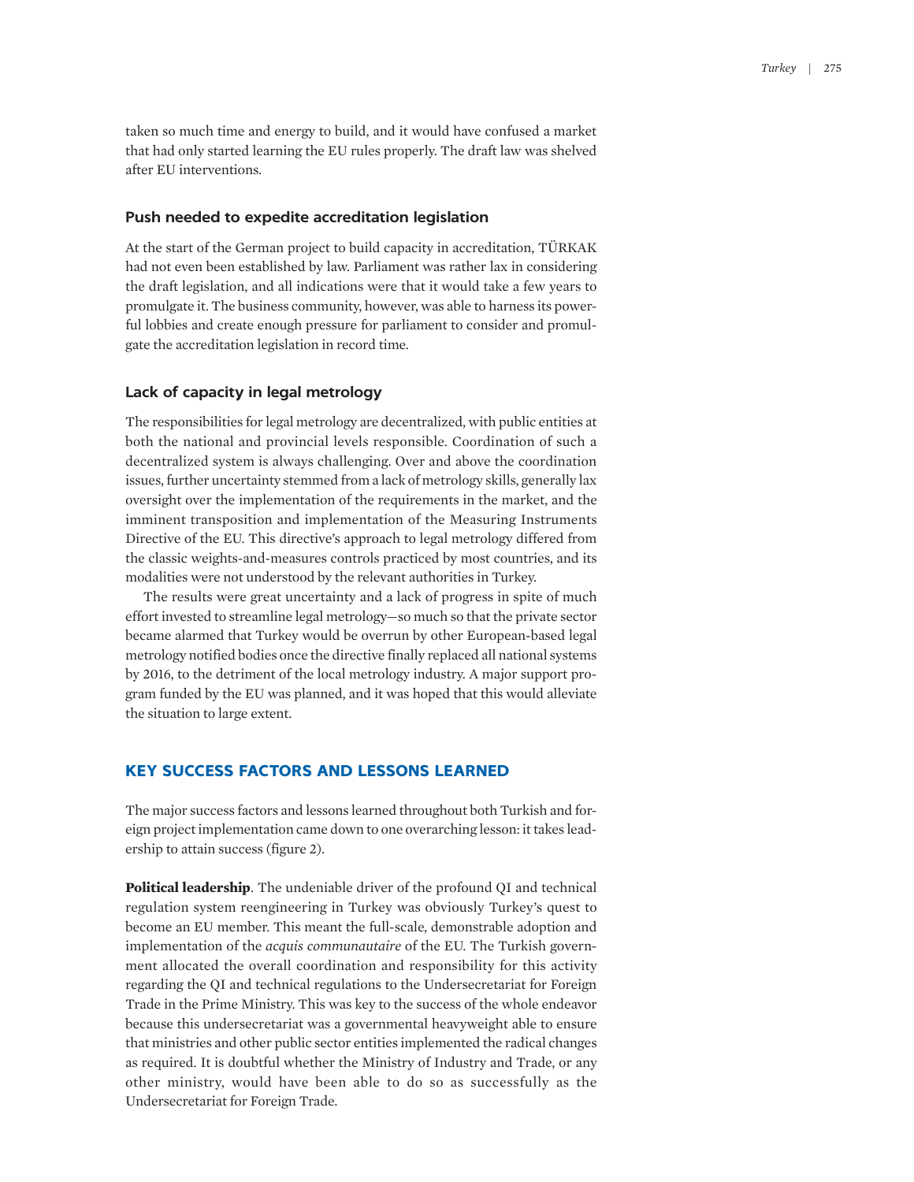taken so much time and energy to build, and it would have confused a market that had only started learning the EU rules properly. The draft law was shelved after EU interventions.

### Push needed to expedite accreditation legislation

At the start of the German project to build capacity in accreditation, TÜRKAK had not even been established by law. Parliament was rather lax in considering the draft legislation, and all indications were that it would take a few years to promulgate it. The business community, however, was able to harness its powerful lobbies and create enough pressure for parliament to consider and promulgate the accreditation legislation in record time.

### Lack of capacity in legal metrology

The responsibilities for legal metrology are decentralized, with public entities at both the national and provincial levels responsible. Coordination of such a decentralized system is always challenging. Over and above the coordination issues, further uncertainty stemmed from a lack of metrology skills, generally lax oversight over the implementation of the requirements in the market, and the imminent transposition and implementation of the Measuring Instruments Directive of the EU. This directive's approach to legal metrology differed from the classic weights-and-measures controls practiced by most countries, and its modalities were not understood by the relevant authorities in Turkey.

The results were great uncertainty and a lack of progress in spite of much effort invested to streamline legal metrology—so much so that the private sector became alarmed that Turkey would be overrun by other European-based legal metrology notified bodies once the directive finally replaced all national systems by 2016, to the detriment of the local metrology industry. A major support program funded by the EU was planned, and it was hoped that this would alleviate the situation to large extent.

## KEY SUCCESS FACTORS AND LESSONS LEARNED

The major success factors and lessons learned throughout both Turkish and foreign project implementation came down to one overarching lesson: it takes leadership to attain success (figure 2).

**Political leadership**. The undeniable driver of the profound QI and technical regulation system reengineering in Turkey was obviously Turkey's quest to become an EU member. This meant the full-scale, demonstrable adoption and implementation of the *acquis communautaire* of the EU. The Turkish government allocated the overall coordination and responsibility for this activity regarding the QI and technical regulations to the Undersecretariat for Foreign Trade in the Prime Ministry. This was key to the success of the whole endeavor because this undersecretariat was a governmental heavyweight able to ensure that ministries and other public sector entities implemented the radical changes as required. It is doubtful whether the Ministry of Industry and Trade, or any other ministry, would have been able to do so as successfully as the Undersecretariat for Foreign Trade.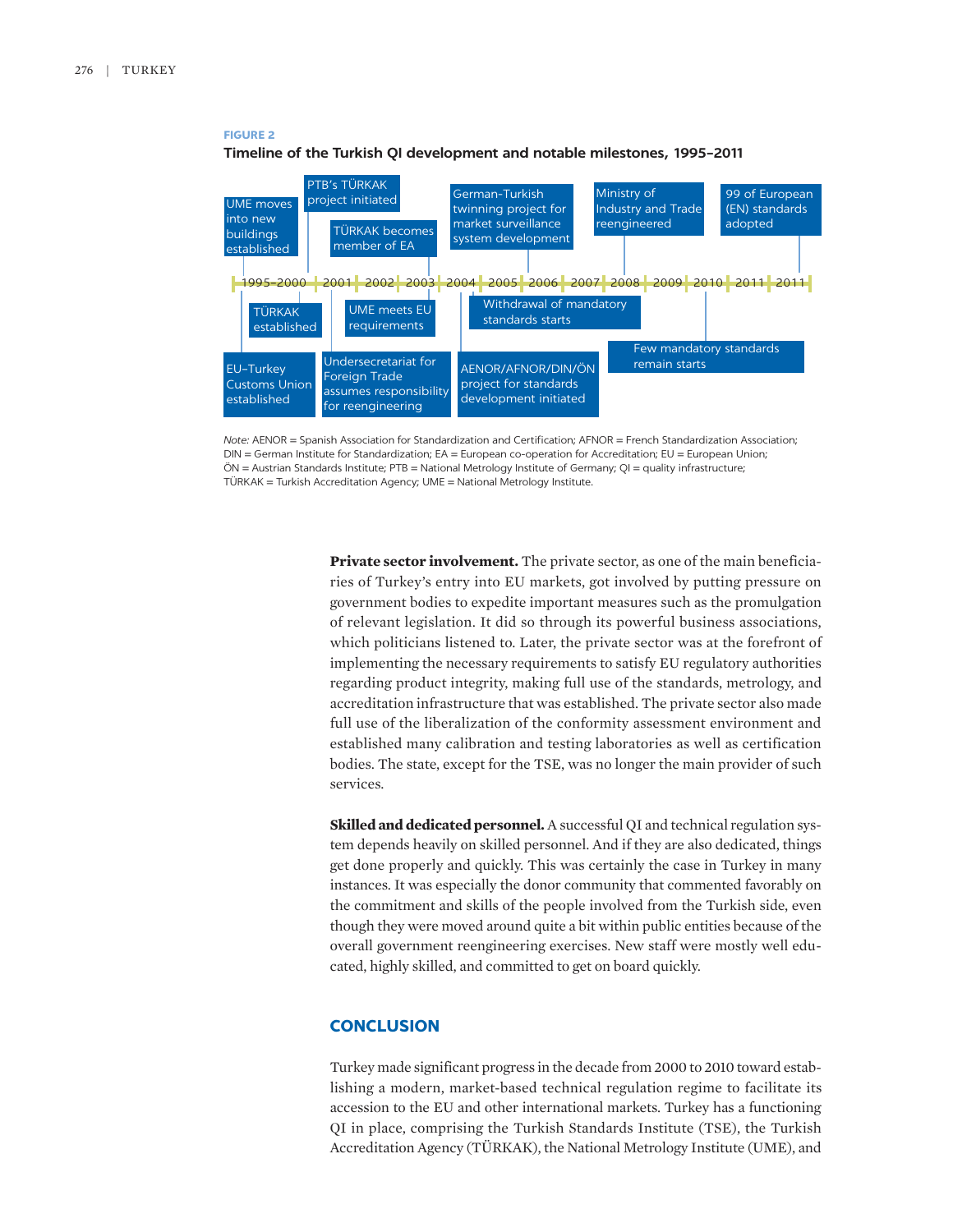**FIGURE 2**

**Timeline of the Turkish QI development and notable milestones, 1995–2011**

1995–2000 | 2001 | 2002 | 2003 | 2004 | 2005 | 2006 | 2007 | 2008 | 2009 | 2010 | 2011 | 2011

- UME moves into new buildings established
- PTB's TÜRKAK project initiated
- TÜRKAK becomes member of EA
- German-Turkish twinning project for market surveillance system development
- Ministry of Industry and Trade reengineered
- 99 of European (EN) standards adopted
- TÜRKAK established
- EU–Turkey Customs Union established
- UME meets EU requirements
- Undersecretariat for Foreign Trade assumes responsibility for reengineering
- Withdrawal of mandatory standards starts
- AENOR/AFNOR/DIN/ÖN project for standards development initiated
- Few mandatory standards remain starts

*Note:* AENOR = Spanish Association for Standardization and Certification; AFNOR = French Standardization Association; DIN = German Institute for Standardization; EA = European co-operation for Accreditation; EU = European Union; ÖN = Austrian Standards Institute; PTB = National Metrology Institute of Germany; QI = quality infrastructure; TÜRKAK = Turkish Accreditation Agency; UME = National Metrology Institute.

**Private sector involvement.** The private sector, as one of the main beneficiaries of Turkey's entry into EU markets, got involved by putting pressure on government bodies to expedite important measures such as the promulgation of relevant legislation. It did so through its powerful business associations, which politicians listened to. Later, the private sector was at the forefront of implementing the necessary requirements to satisfy EU regulatory authorities regarding product integrity, making full use of the standards, metrology, and accreditation infrastructure that was established. The private sector also made full use of the liberalization of the conformity assessment environment and established many calibration and testing laboratories as well as certification bodies. The state, except for the TSE, was no longer the main provider of such services.

**Skilled and dedicated personnel.** A successful QI and technical regulation system depends heavily on skilled personnel. And if they are also dedicated, things get done properly and quickly. This was certainly the case in Turkey in many instances. It was especially the donor community that commented favorably on the commitment and skills of the people involved from the Turkish side, even though they were moved around quite a bit within public entities because of the overall government reengineering exercises. New staff were mostly well educated, highly skilled, and committed to get on board quickly.

## CONCLUSION

Turkey made significant progress in the decade from 2000 to 2010 toward establishing a modern, market-based technical regulation regime to facilitate its accession to the EU and other international markets. Turkey has a functioning QI in place, comprising the Turkish Standards Institute (TSE), the Turkish Accreditation Agency (TÜRKAK), the National Metrology Institute (UME), and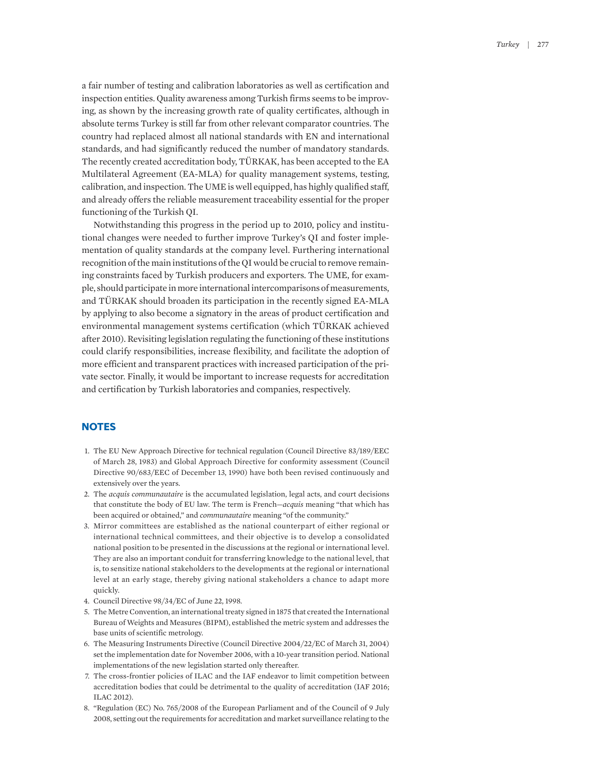a fair number of testing and calibration laboratories as well as certification and inspection entities. Quality awareness among Turkish firms seems to be improving, as shown by the increasing growth rate of quality certificates, although in absolute terms Turkey is still far from other relevant comparator countries. The country had replaced almost all national standards with EN and international standards, and had significantly reduced the number of mandatory standards. The recently created accreditation body, TÜRKAK, has been accepted to the EA Multilateral Agreement (EA-MLA) for quality management systems, testing, calibration, and inspection. The UME is well equipped, has highly qualified staff, and already offers the reliable measurement traceability essential for the proper functioning of the Turkish QI.

Notwithstanding this progress in the period up to 2010, policy and institutional changes were needed to further improve Turkey's QI and foster implementation of quality standards at the company level. Furthering international recognition of the main institutions of the QI would be crucial to remove remaining constraints faced by Turkish producers and exporters. The UME, for example, should participate in more international intercomparisons of measurements, and TÜRKAK should broaden its participation in the recently signed EA-MLA by applying to also become a signatory in the areas of product certification and environmental management systems certification (which TÜRKAK achieved after 2010). Revisiting legislation regulating the functioning of these institutions could clarify responsibilities, increase flexibility, and facilitate the adoption of more efficient and transparent practices with increased participation of the private sector. Finally, it would be important to increase requests for accreditation and certification by Turkish laboratories and companies, respectively.

## NOTES

1. The EU New Approach Directive for technical regulation (Council Directive 83/189/EEC of March 28, 1983) and Global Approach Directive for conformity assessment (Council Directive 90/683/EEC of December 13, 1990) have both been revised continuously and extensively over the years.
2. The *acquis communautaire* is the accumulated legislation, legal acts, and court decisions that constitute the body of EU law. The term is French—*acquis* meaning "that which has been acquired or obtained," and *communautaire* meaning "of the community."
3. Mirror committees are established as the national counterpart of either regional or international technical committees, and their objective is to develop a consolidated national position to be presented in the discussions at the regional or international level. They are also an important conduit for transferring knowledge to the national level, that is, to sensitize national stakeholders to the developments at the regional or international level at an early stage, thereby giving national stakeholders a chance to adapt more quickly.
4. Council Directive 98/34/EC of June 22, 1998.
5. The Metre Convention, an international treaty signed in 1875 that created the International Bureau of Weights and Measures (BIPM), established the metric system and addresses the base units of scientific metrology.
6. The Measuring Instruments Directive (Council Directive 2004/22/EC of March 31, 2004) set the implementation date for November 2006, with a 10-year transition period. National implementations of the new legislation started only thereafter.
7. The cross-frontier policies of ILAC and the IAF endeavor to limit competition between accreditation bodies that could be detrimental to the quality of accreditation (IAF 2016; ILAC 2012).
8. "Regulation (EC) No. 765/2008 of the European Parliament and of the Council of 9 July 2008, setting out the requirements for accreditation and market surveillance relating to the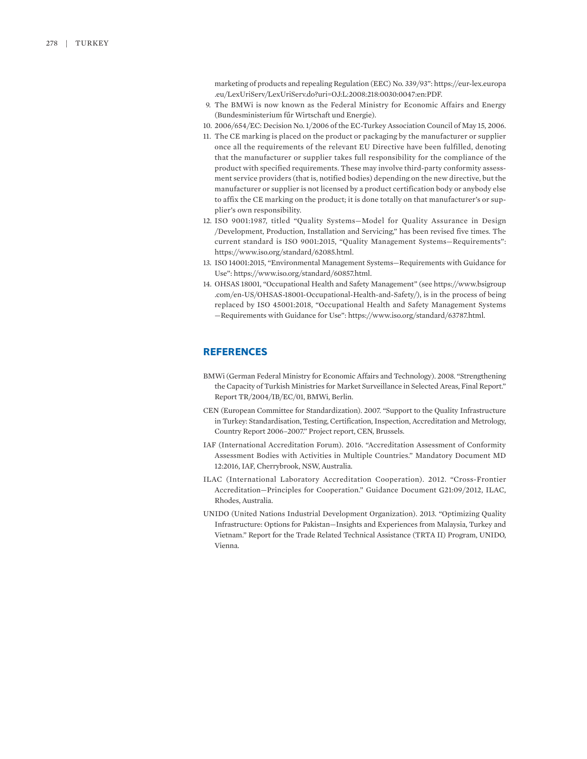marketing of products and repealing Regulation (EEC) No. 339/93": https://eur-lex.europa.eu/LexUriServ/LexUriServ.do?uri=OJ:L:2008:218:0030:0047:en:PDF.

9. The BMWi is now known as the Federal Ministry for Economic Affairs and Energy (Bundesministerium fűr Wirtschaft und Energie).
10. 2006/654/EC: Decision No. 1/2006 of the EC-Turkey Association Council of May 15, 2006.
11. The CE marking is placed on the product or packaging by the manufacturer or supplier once all the requirements of the relevant EU Directive have been fulfilled, denoting that the manufacturer or supplier takes full responsibility for the compliance of the product with specified requirements. These may involve third-party conformity assessment service providers (that is, notified bodies) depending on the new directive, but the manufacturer or supplier is not licensed by a product certification body or anybody else to affix the CE marking on the product; it is done totally on that manufacturer's or supplier's own responsibility.
12. ISO 9001:1987, titled "Quality Systems—Model for Quality Assurance in Design /Development, Production, Installation and Servicing," has been revised five times. The current standard is ISO 9001:2015, "Quality Management Systems—Requirements": https://www.iso.org/standard/62085.html.
13. ISO 14001:2015, "Environmental Management Systems—Requirements with Guidance for Use": https://www.iso.org/standard/60857.html.
14. OHSAS 18001, "Occupational Health and Safety Management" (see https://www.bsigroup.com/en-US/OHSAS-18001-Occupational-Health-and-Safety/), is in the process of being replaced by ISO 45001:2018, "Occupational Health and Safety Management Systems—Requirements with Guidance for Use": https://www.iso.org/standard/63787.html.

## REFERENCES

BMWi (German Federal Ministry for Economic Affairs and Technology). 2008. "Strengthening the Capacity of Turkish Ministries for Market Surveillance in Selected Areas, Final Report." Report TR/2004/IB/EC/01, BMWi, Berlin.

CEN (European Committee for Standardization). 2007. "Support to the Quality Infrastructure in Turkey: Standardisation, Testing, Certification, Inspection, Accreditation and Metrology, Country Report 2006–2007." Project report, CEN, Brussels.

IAF (International Accreditation Forum). 2016. "Accreditation Assessment of Conformity Assessment Bodies with Activities in Multiple Countries." Mandatory Document MD 12:2016, IAF, Cherrybrook, NSW, Australia.

ILAC (International Laboratory Accreditation Cooperation). 2012. "Cross-Frontier Accreditation—Principles for Cooperation." Guidance Document G21:09/2012, ILAC, Rhodes, Australia.

UNIDO (United Nations Industrial Development Organization). 2013. "Optimizing Quality Infrastructure: Options for Pakistan—Insights and Experiences from Malaysia, Turkey and Vietnam." Report for the Trade Related Technical Assistance (TRTA II) Program, UNIDO, Vienna.